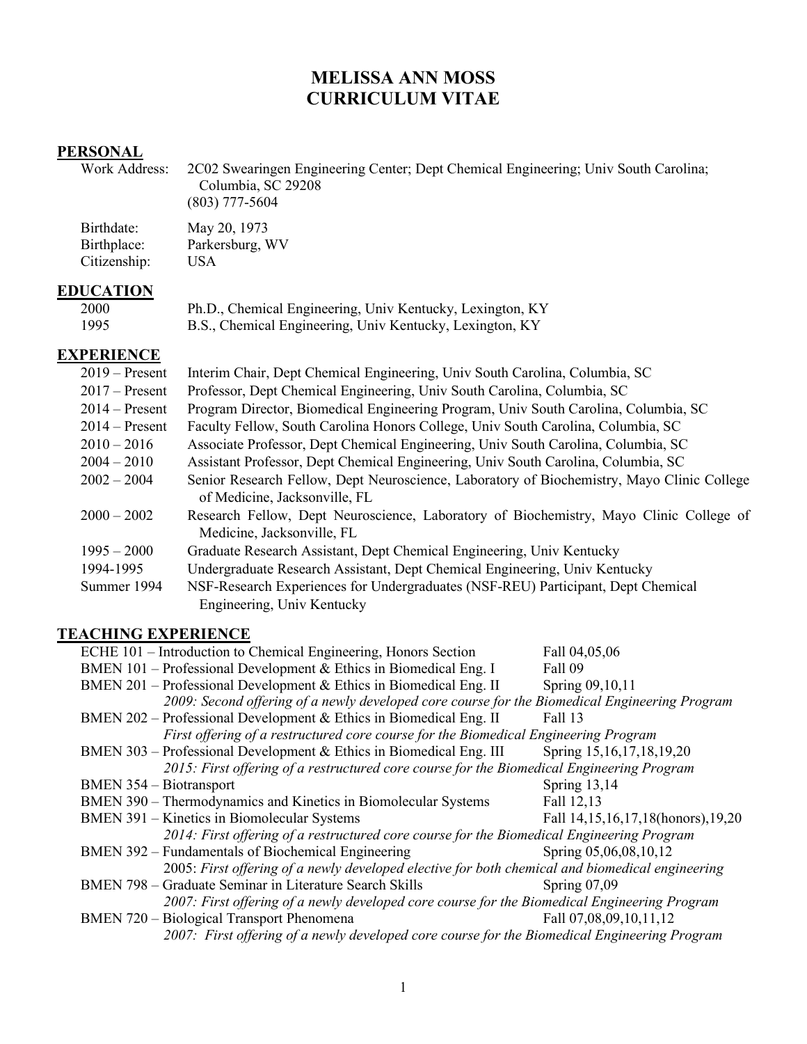# MELISSA ANN MOSS
# CURRICULUM VITAE

## PERSONAL

| | |
|---|---|
| Work Address: | 2C02 Swearingen Engineering Center; Dept Chemical Engineering; Univ South Carolina; Columbia, SC 29208<br>(803) 777-5604 |
| Birthdate: | May 20, 1973 |
| Birthplace: | Parkersburg, WV |
| Citizenship: | USA |

## EDUCATION

| | |
|---|---|
| 2000 | Ph.D., Chemical Engineering, Univ Kentucky, Lexington, KY |
| 1995 | B.S., Chemical Engineering, Univ Kentucky, Lexington, KY |

## EXPERIENCE

| | |
|---|---|
| 2019 – Present | Interim Chair, Dept Chemical Engineering, Univ South Carolina, Columbia, SC |
| 2017 – Present | Professor, Dept Chemical Engineering, Univ South Carolina, Columbia, SC |
| 2014 – Present | Program Director, Biomedical Engineering Program, Univ South Carolina, Columbia, SC |
| 2014 – Present | Faculty Fellow, South Carolina Honors College, Univ South Carolina, Columbia, SC |
| 2010 – 2016 | Associate Professor, Dept Chemical Engineering, Univ South Carolina, Columbia, SC |
| 2004 – 2010 | Assistant Professor, Dept Chemical Engineering, Univ South Carolina, Columbia, SC |
| 2002 – 2004 | Senior Research Fellow, Dept Neuroscience, Laboratory of Biochemistry, Mayo Clinic College of Medicine, Jacksonville, FL |
| 2000 – 2002 | Research Fellow, Dept Neuroscience, Laboratory of Biochemistry, Mayo Clinic College of Medicine, Jacksonville, FL |
| 1995 – 2000 | Graduate Research Assistant, Dept Chemical Engineering, Univ Kentucky |
| 1994-1995 | Undergraduate Research Assistant, Dept Chemical Engineering, Univ Kentucky |
| Summer 1994 | NSF-Research Experiences for Undergraduates (NSF-REU) Participant, Dept Chemical Engineering, Univ Kentucky |

## TEACHING EXPERIENCE

| | |
|---|---|
| ECHE 101 – Introduction to Chemical Engineering, Honors Section | Fall 04,05,06 |
| BMEN 101 – Professional Development & Ethics in Biomedical Eng. I | Fall 09 |
| BMEN 201 – Professional Development & Ethics in Biomedical Eng. II | Spring 09,10,11 |
| *2009: Second offering of a newly developed core course for the Biomedical Engineering Program* | |
| BMEN 202 – Professional Development & Ethics in Biomedical Eng. II | Fall 13 |
| *First offering of a restructured core course for the Biomedical Engineering Program* | |
| BMEN 303 – Professional Development & Ethics in Biomedical Eng. III | Spring 15,16,17,18,19,20 |
| *2015: First offering of a restructured core course for the Biomedical Engineering Program* | |
| BMEN 354 – Biotransport | Spring 13,14 |
| BMEN 390 – Thermodynamics and Kinetics in Biomolecular Systems | Fall 12,13 |
| BMEN 391 – Kinetics in Biomolecular Systems | Fall 14,15,16,17,18(honors),19,20 |
| *2014: First offering of a restructured core course for the Biomedical Engineering Program* | |
| BMEN 392 – Fundamentals of Biochemical Engineering | Spring 05,06,08,10,12 |
| 2005: *First offering of a newly developed elective for both chemical and biomedical engineering* | |
| BMEN 798 – Graduate Seminar in Literature Search Skills | Spring 07,09 |
| *2007: First offering of a newly developed core course for the Biomedical Engineering Program* | |
| BMEN 720 – Biological Transport Phenomena | Fall 07,08,09,10,11,12 |
| *2007: First offering of a newly developed core course for the Biomedical Engineering Program* | |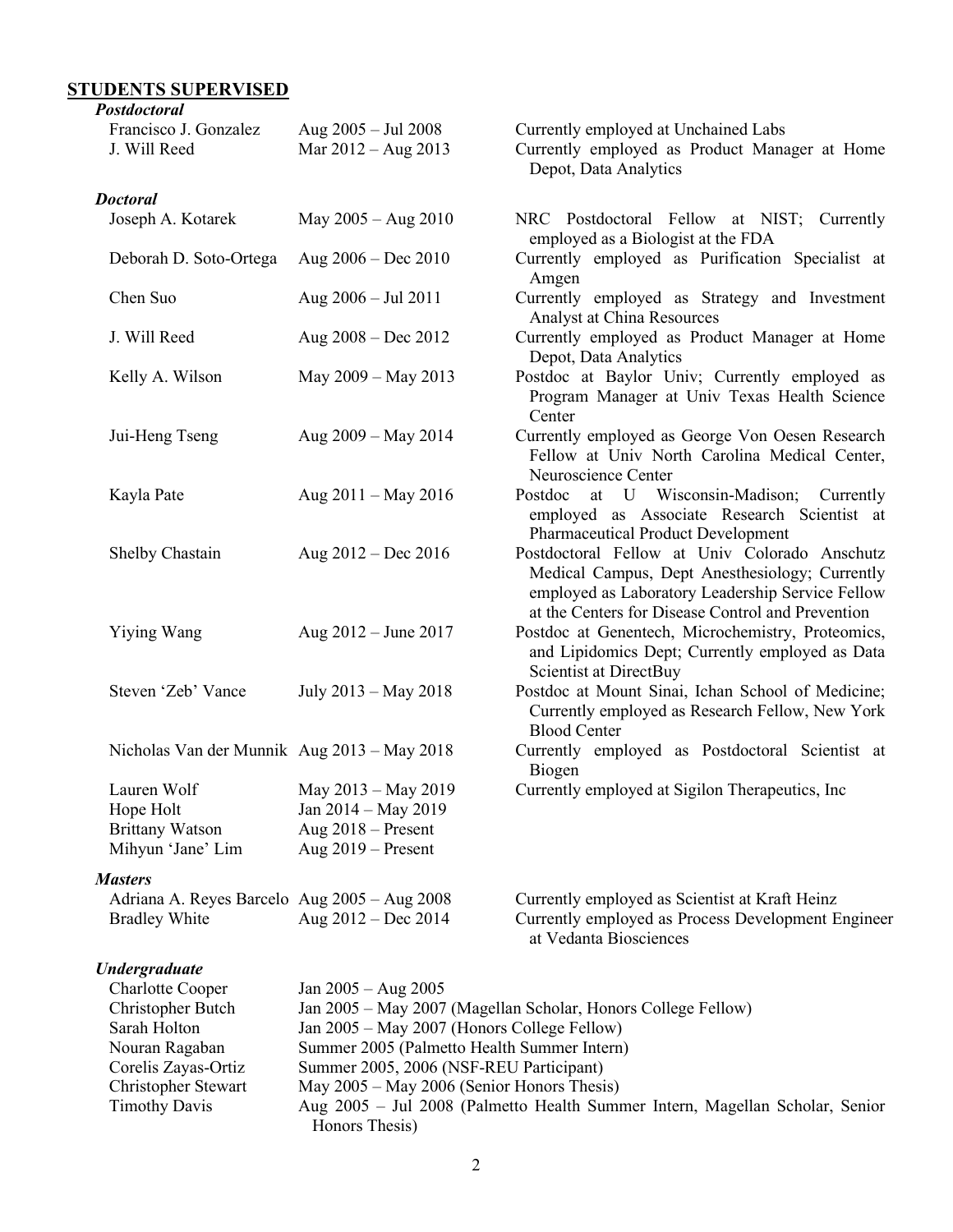## STUDENTS SUPERVISED

### *Postdoctoral*

| Name | Dates | Current Position |
| --- | --- | --- |
| Francisco J. Gonzalez | Aug 2005 – Jul 2008 | Currently employed at Unchained Labs |
| J. Will Reed | Mar 2012 – Aug 2013 | Currently employed as Product Manager at Home Depot, Data Analytics |

### *Doctoral*

| Name | Dates | Current Position |
| --- | --- | --- |
| Joseph A. Kotarek | May 2005 – Aug 2010 | NRC Postdoctoral Fellow at NIST; Currently employed as a Biologist at the FDA |
| Deborah D. Soto-Ortega | Aug 2006 – Dec 2010 | Currently employed as Purification Specialist at Amgen |
| Chen Suo | Aug 2006 – Jul 2011 | Currently employed as Strategy and Investment Analyst at China Resources |
| J. Will Reed | Aug 2008 – Dec 2012 | Currently employed as Product Manager at Home Depot, Data Analytics |
| Kelly A. Wilson | May 2009 – May 2013 | Postdoc at Baylor Univ; Currently employed as Program Manager at Univ Texas Health Science Center |
| Jui-Heng Tseng | Aug 2009 – May 2014 | Currently employed as George Von Oesen Research Fellow at Univ North Carolina Medical Center, Neuroscience Center |
| Kayla Pate | Aug 2011 – May 2016 | Postdoc at U Wisconsin-Madison; Currently employed as Associate Research Scientist at Pharmaceutical Product Development |
| Shelby Chastain | Aug 2012 – Dec 2016 | Postdoctoral Fellow at Univ Colorado Anschutz Medical Campus, Dept Anesthesiology; Currently employed as Laboratory Leadership Service Fellow at the Centers for Disease Control and Prevention |
| Yiying Wang | Aug 2012 – June 2017 | Postdoc at Genentech, Microchemistry, Proteomics, and Lipidomics Dept; Currently employed as Data Scientist at DirectBuy |
| Steven 'Zeb' Vance | July 2013 – May 2018 | Postdoc at Mount Sinai, Ichan School of Medicine; Currently employed as Research Fellow, New York Blood Center |
| Nicholas Van der Munnik | Aug 2013 – May 2018 | Currently employed as Postdoctoral Scientist at Biogen |
| Lauren Wolf | May 2013 – May 2019 | Currently employed at Sigilon Therapeutics, Inc |
| Hope Holt | Jan 2014 – May 2019 | |
| Brittany Watson | Aug 2018 – Present | |
| Mihyun 'Jane' Lim | Aug 2019 – Present | |

### *Masters*

| Name | Dates | Current Position |
| --- | --- | --- |
| Adriana A. Reyes Barcelo | Aug 2005 – Aug 2008 | Currently employed as Scientist at Kraft Heinz |
| Bradley White | Aug 2012 – Dec 2014 | Currently employed as Process Development Engineer at Vedanta Biosciences |

### *Undergraduate*

| Name | Dates |
| --- | --- |
| Charlotte Cooper | Jan 2005 – Aug 2005 |
| Christopher Butch | Jan 2005 – May 2007 (Magellan Scholar, Honors College Fellow) |
| Sarah Holton | Jan 2005 – May 2007 (Honors College Fellow) |
| Nouran Ragaban | Summer 2005 (Palmetto Health Summer Intern) |
| Corelis Zayas-Ortiz | Summer 2005, 2006 (NSF-REU Participant) |
| Christopher Stewart | May 2005 – May 2006 (Senior Honors Thesis) |
| Timothy Davis | Aug 2005 – Jul 2008 (Palmetto Health Summer Intern, Magellan Scholar, Senior Honors Thesis) |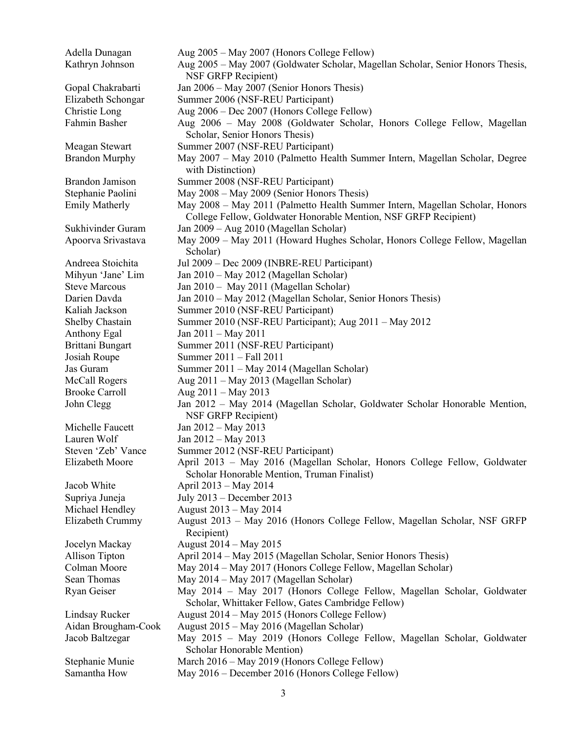| | |
|---|---|
| Adella Dunagan | Aug 2005 – May 2007 (Honors College Fellow) |
| Kathryn Johnson | Aug 2005 – May 2007 (Goldwater Scholar, Magellan Scholar, Senior Honors Thesis, NSF GRFP Recipient) |
| Gopal Chakrabarti | Jan 2006 – May 2007 (Senior Honors Thesis) |
| Elizabeth Schongar | Summer 2006 (NSF-REU Participant) |
| Christie Long | Aug 2006 – Dec 2007 (Honors College Fellow) |
| Fahmin Basher | Aug 2006 – May 2008 (Goldwater Scholar, Honors College Fellow, Magellan Scholar, Senior Honors Thesis) |
| Meagan Stewart | Summer 2007 (NSF-REU Participant) |
| Brandon Murphy | May 2007 – May 2010 (Palmetto Health Summer Intern, Magellan Scholar, Degree with Distinction) |
| Brandon Jamison | Summer 2008 (NSF-REU Participant) |
| Stephanie Paolini | May 2008 – May 2009 (Senior Honors Thesis) |
| Emily Matherly | May 2008 – May 2011 (Palmetto Health Summer Intern, Magellan Scholar, Honors College Fellow, Goldwater Honorable Mention, NSF GRFP Recipient) |
| Sukhivinder Guram | Jan 2009 – Aug 2010 (Magellan Scholar) |
| Apoorva Srivastava | May 2009 – May 2011 (Howard Hughes Scholar, Honors College Fellow, Magellan Scholar) |
| Andreea Stoichita | Jul 2009 – Dec 2009 (INBRE-REU Participant) |
| Mihyun 'Jane' Lim | Jan 2010 – May 2012 (Magellan Scholar) |
| Steve Marcous | Jan 2010 – May 2011 (Magellan Scholar) |
| Darien Davda | Jan 2010 – May 2012 (Magellan Scholar, Senior Honors Thesis) |
| Kaliah Jackson | Summer 2010 (NSF-REU Participant) |
| Shelby Chastain | Summer 2010 (NSF-REU Participant); Aug 2011 – May 2012 |
| Anthony Egal | Jan 2011 – May 2011 |
| Brittani Bungart | Summer 2011 (NSF-REU Participant) |
| Josiah Roupe | Summer 2011 – Fall 2011 |
| Jas Guram | Summer 2011 – May 2014 (Magellan Scholar) |
| McCall Rogers | Aug 2011 – May 2013 (Magellan Scholar) |
| Brooke Carroll | Aug 2011 – May 2013 |
| John Clegg | Jan 2012 – May 2014 (Magellan Scholar, Goldwater Scholar Honorable Mention, NSF GRFP Recipient) |
| Michelle Faucett | Jan 2012 – May 2013 |
| Lauren Wolf | Jan 2012 – May 2013 |
| Steven 'Zeb' Vance | Summer 2012 (NSF-REU Participant) |
| Elizabeth Moore | April 2013 – May 2016 (Magellan Scholar, Honors College Fellow, Goldwater Scholar Honorable Mention, Truman Finalist) |
| Jacob White | April 2013 – May 2014 |
| Supriya Juneja | July 2013 – December 2013 |
| Michael Hendley | August 2013 – May 2014 |
| Elizabeth Crummy | August 2013 – May 2016 (Honors College Fellow, Magellan Scholar, NSF GRFP Recipient) |
| Jocelyn Mackay | August 2014 – May 2015 |
| Allison Tipton | April 2014 – May 2015 (Magellan Scholar, Senior Honors Thesis) |
| Colman Moore | May 2014 – May 2017 (Honors College Fellow, Magellan Scholar) |
| Sean Thomas | May 2014 – May 2017 (Magellan Scholar) |
| Ryan Geiser | May 2014 – May 2017 (Honors College Fellow, Magellan Scholar, Goldwater Scholar, Whittaker Fellow, Gates Cambridge Fellow) |
| Lindsay Rucker | August 2014 – May 2015 (Honors College Fellow) |
| Aidan Brougham-Cook | August 2015 – May 2016 (Magellan Scholar) |
| Jacob Baltzegar | May 2015 – May 2019 (Honors College Fellow, Magellan Scholar, Goldwater Scholar Honorable Mention) |
| Stephanie Munie | March 2016 – May 2019 (Honors College Fellow) |
| Samantha How | May 2016 – December 2016 (Honors College Fellow) |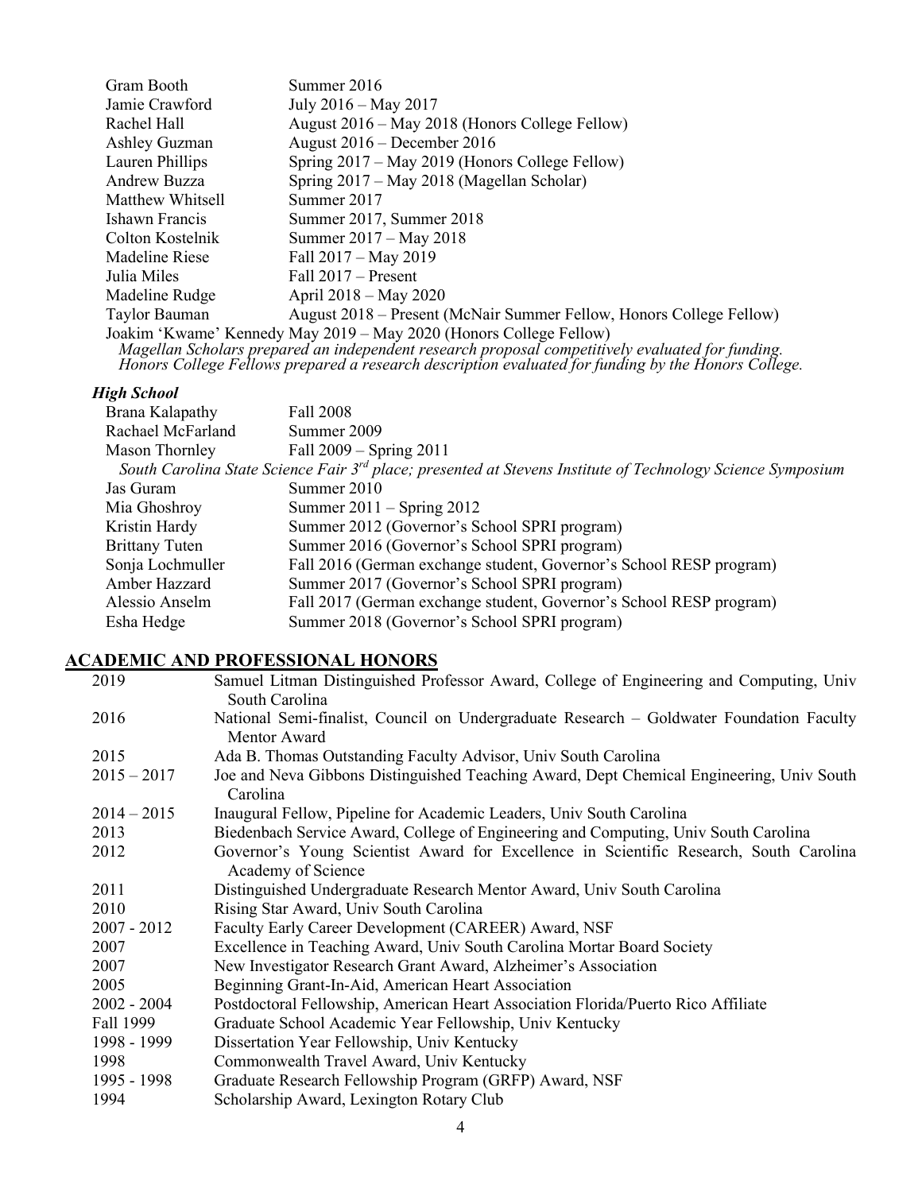| | |
|---|---|
| Gram Booth | Summer 2016 |
| Jamie Crawford | July 2016 – May 2017 |
| Rachel Hall | August 2016 – May 2018 (Honors College Fellow) |
| Ashley Guzman | August 2016 – December 2016 |
| Lauren Phillips | Spring 2017 – May 2019 (Honors College Fellow) |
| Andrew Buzza | Spring 2017 – May 2018 (Magellan Scholar) |
| Matthew Whitsell | Summer 2017 |
| Ishawn Francis | Summer 2017, Summer 2018 |
| Colton Kostelnik | Summer 2017 – May 2018 |
| Madeline Riese | Fall 2017 – May 2019 |
| Julia Miles | Fall 2017 – Present |
| Madeline Rudge | April 2018 – May 2020 |
| Taylor Bauman | August 2018 – Present (McNair Summer Fellow, Honors College Fellow) |

Joakim 'Kwame' Kennedy May 2019 – May 2020 (Honors College Fellow)

*Magellan Scholars prepared an independent research proposal competitively evaluated for funding.*
*Honors College Fellows prepared a research description evaluated for funding by the Honors College.*

### *High School*

| | |
|---|---|
| Brana Kalapathy | Fall 2008 |
| Rachael McFarland | Summer 2009 |
| Mason Thornley | Fall 2009 – Spring 2011 |

*South Carolina State Science Fair 3rd place; presented at Stevens Institute of Technology Science Symposium*

| | |
|---|---|
| Jas Guram | Summer 2010 |
| Mia Ghoshroy | Summer 2011 – Spring 2012 |
| Kristin Hardy | Summer 2012 (Governor's School SPRI program) |
| Brittany Tuten | Summer 2016 (Governor's School SPRI program) |
| Sonja Lochmuller | Fall 2016 (German exchange student, Governor's School RESP program) |
| Amber Hazzard | Summer 2017 (Governor's School SPRI program) |
| Alessio Anselm | Fall 2017 (German exchange student, Governor's School RESP program) |
| Esha Hedge | Summer 2018 (Governor's School SPRI program) |

## ACADEMIC AND PROFESSIONAL HONORS

| | |
|---|---|
| 2019 | Samuel Litman Distinguished Professor Award, College of Engineering and Computing, Univ South Carolina |
| 2016 | National Semi-finalist, Council on Undergraduate Research – Goldwater Foundation Faculty Mentor Award |
| 2015 | Ada B. Thomas Outstanding Faculty Advisor, Univ South Carolina |
| 2015 – 2017 | Joe and Neva Gibbons Distinguished Teaching Award, Dept Chemical Engineering, Univ South Carolina |
| 2014 – 2015 | Inaugural Fellow, Pipeline for Academic Leaders, Univ South Carolina |
| 2013 | Biedenbach Service Award, College of Engineering and Computing, Univ South Carolina |
| 2012 | Governor's Young Scientist Award for Excellence in Scientific Research, South Carolina Academy of Science |
| 2011 | Distinguished Undergraduate Research Mentor Award, Univ South Carolina |
| 2010 | Rising Star Award, Univ South Carolina |
| 2007 - 2012 | Faculty Early Career Development (CAREER) Award, NSF |
| 2007 | Excellence in Teaching Award, Univ South Carolina Mortar Board Society |
| 2007 | New Investigator Research Grant Award, Alzheimer's Association |
| 2005 | Beginning Grant-In-Aid, American Heart Association |
| 2002 - 2004 | Postdoctoral Fellowship, American Heart Association Florida/Puerto Rico Affiliate |
| Fall 1999 | Graduate School Academic Year Fellowship, Univ Kentucky |
| 1998 - 1999 | Dissertation Year Fellowship, Univ Kentucky |
| 1998 | Commonwealth Travel Award, Univ Kentucky |
| 1995 - 1998 | Graduate Research Fellowship Program (GRFP) Award, NSF |
| 1994 | Scholarship Award, Lexington Rotary Club |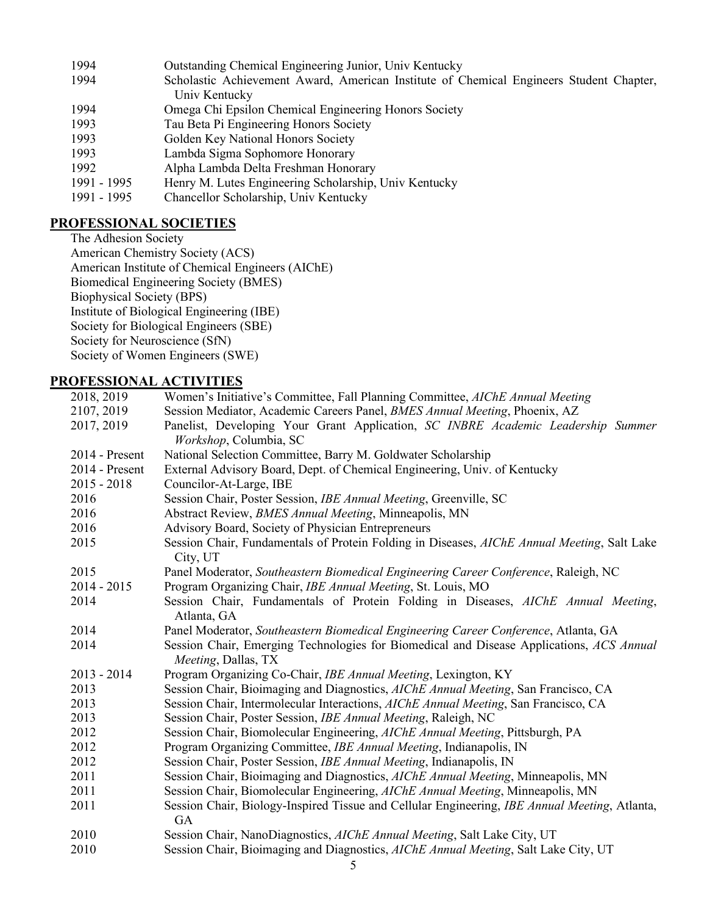| | |
|---|---|
| 1994 | Outstanding Chemical Engineering Junior, Univ Kentucky |
| 1994 | Scholastic Achievement Award, American Institute of Chemical Engineers Student Chapter, Univ Kentucky |
| 1994 | Omega Chi Epsilon Chemical Engineering Honors Society |
| 1993 | Tau Beta Pi Engineering Honors Society |
| 1993 | Golden Key National Honors Society |
| 1993 | Lambda Sigma Sophomore Honorary |
| 1992 | Alpha Lambda Delta Freshman Honorary |
| 1991 - 1995 | Henry M. Lutes Engineering Scholarship, Univ Kentucky |
| 1991 - 1995 | Chancellor Scholarship, Univ Kentucky |

## PROFESSIONAL SOCIETIES

The Adhesion Society
American Chemistry Society (ACS)
American Institute of Chemical Engineers (AIChE)
Biomedical Engineering Society (BMES)
Biophysical Society (BPS)
Institute of Biological Engineering (IBE)
Society for Biological Engineers (SBE)
Society for Neuroscience (SfN)
Society of Women Engineers (SWE)

## PROFESSIONAL ACTIVITIES

| | |
|---|---|
| 2018, 2019 | Women's Initiative's Committee, Fall Planning Committee, *AIChE Annual Meeting* |
| 2107, 2019 | Session Mediator, Academic Careers Panel, *BMES Annual Meeting*, Phoenix, AZ |
| 2017, 2019 | Panelist, Developing Your Grant Application, *SC INBRE Academic Leadership Summer Workshop*, Columbia, SC |
| 2014 - Present | National Selection Committee, Barry M. Goldwater Scholarship |
| 2014 - Present | External Advisory Board, Dept. of Chemical Engineering, Univ. of Kentucky |
| 2015 - 2018 | Councilor-At-Large, IBE |
| 2016 | Session Chair, Poster Session, *IBE Annual Meeting*, Greenville, SC |
| 2016 | Abstract Review, *BMES Annual Meeting*, Minneapolis, MN |
| 2016 | Advisory Board, Society of Physician Entrepreneurs |
| 2015 | Session Chair, Fundamentals of Protein Folding in Diseases, *AIChE Annual Meeting*, Salt Lake City, UT |
| 2015 | Panel Moderator, *Southeastern Biomedical Engineering Career Conference*, Raleigh, NC |
| 2014 - 2015 | Program Organizing Chair, *IBE Annual Meeting*, St. Louis, MO |
| 2014 | Session Chair, Fundamentals of Protein Folding in Diseases, *AIChE Annual Meeting*, Atlanta, GA |
| 2014 | Panel Moderator, *Southeastern Biomedical Engineering Career Conference*, Atlanta, GA |
| 2014 | Session Chair, Emerging Technologies for Biomedical and Disease Applications, *ACS Annual Meeting*, Dallas, TX |
| 2013 - 2014 | Program Organizing Co-Chair, *IBE Annual Meeting*, Lexington, KY |
| 2013 | Session Chair, Bioimaging and Diagnostics, *AIChE Annual Meeting*, San Francisco, CA |
| 2013 | Session Chair, Intermolecular Interactions, *AIChE Annual Meeting*, San Francisco, CA |
| 2013 | Session Chair, Poster Session, *IBE Annual Meeting*, Raleigh, NC |
| 2012 | Session Chair, Biomolecular Engineering, *AIChE Annual Meeting*, Pittsburgh, PA |
| 2012 | Program Organizing Committee, *IBE Annual Meeting*, Indianapolis, IN |
| 2012 | Session Chair, Poster Session, *IBE Annual Meeting*, Indianapolis, IN |
| 2011 | Session Chair, Bioimaging and Diagnostics, *AIChE Annual Meeting*, Minneapolis, MN |
| 2011 | Session Chair, Biomolecular Engineering, *AIChE Annual Meeting*, Minneapolis, MN |
| 2011 | Session Chair, Biology-Inspired Tissue and Cellular Engineering, *IBE Annual Meeting*, Atlanta, GA |
| 2010 | Session Chair, NanoDiagnostics, *AIChE Annual Meeting*, Salt Lake City, UT |
| 2010 | Session Chair, Bioimaging and Diagnostics, *AIChE Annual Meeting*, Salt Lake City, UT |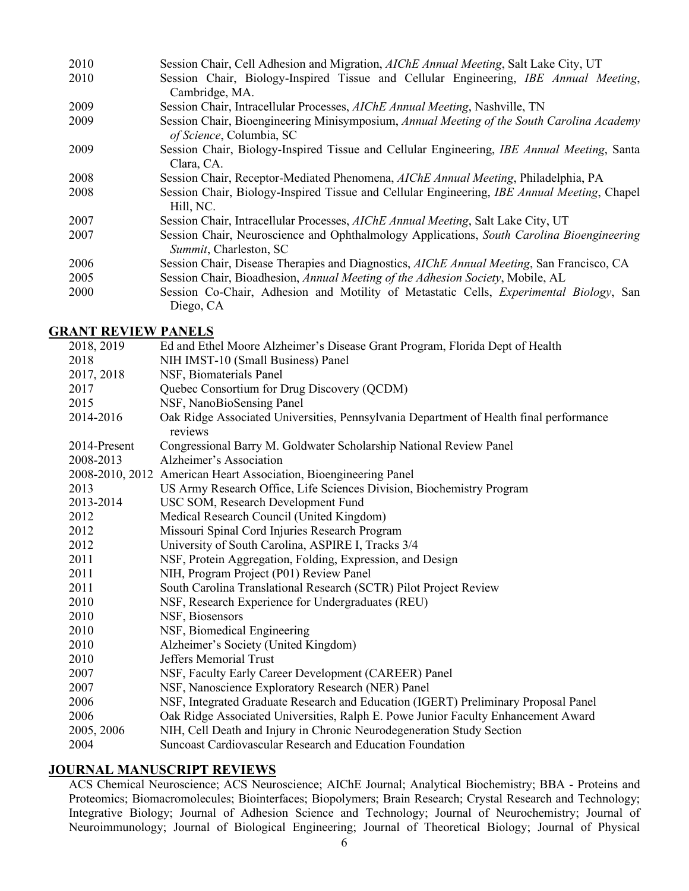| | |
|---|---|
| 2010 | Session Chair, Cell Adhesion and Migration, *AIChE Annual Meeting*, Salt Lake City, UT |
| 2010 | Session Chair, Biology-Inspired Tissue and Cellular Engineering, *IBE Annual Meeting*, Cambridge, MA. |
| 2009 | Session Chair, Intracellular Processes, *AIChE Annual Meeting*, Nashville, TN |
| 2009 | Session Chair, Bioengineering Minisymposium, *Annual Meeting of the South Carolina Academy of Science*, Columbia, SC |
| 2009 | Session Chair, Biology-Inspired Tissue and Cellular Engineering, *IBE Annual Meeting*, Santa Clara, CA. |
| 2008 | Session Chair, Receptor-Mediated Phenomena, *AIChE Annual Meeting*, Philadelphia, PA |
| 2008 | Session Chair, Biology-Inspired Tissue and Cellular Engineering, *IBE Annual Meeting*, Chapel Hill, NC. |
| 2007 | Session Chair, Intracellular Processes, *AIChE Annual Meeting*, Salt Lake City, UT |
| 2007 | Session Chair, Neuroscience and Ophthalmology Applications, *South Carolina Bioengineering Summit*, Charleston, SC |
| 2006 | Session Chair, Disease Therapies and Diagnostics, *AIChE Annual Meeting*, San Francisco, CA |
| 2005 | Session Chair, Bioadhesion, *Annual Meeting of the Adhesion Society*, Mobile, AL |
| 2000 | Session Co-Chair, Adhesion and Motility of Metastatic Cells, *Experimental Biology*, San Diego, CA |

## GRANT REVIEW PANELS

| | |
|---|---|
| 2018, 2019 | Ed and Ethel Moore Alzheimer's Disease Grant Program, Florida Dept of Health |
| 2018 | NIH IMST-10 (Small Business) Panel |
| 2017, 2018 | NSF, Biomaterials Panel |
| 2017 | Quebec Consortium for Drug Discovery (QCDM) |
| 2015 | NSF, NanoBioSensing Panel |
| 2014-2016 | Oak Ridge Associated Universities, Pennsylvania Department of Health final performance reviews |
| 2014-Present | Congressional Barry M. Goldwater Scholarship National Review Panel |
| 2008-2013 | Alzheimer's Association |
| 2008-2010, 2012 | American Heart Association, Bioengineering Panel |
| 2013 | US Army Research Office, Life Sciences Division, Biochemistry Program |
| 2013-2014 | USC SOM, Research Development Fund |
| 2012 | Medical Research Council (United Kingdom) |
| 2012 | Missouri Spinal Cord Injuries Research Program |
| 2012 | University of South Carolina, ASPIRE I, Tracks 3/4 |
| 2011 | NSF, Protein Aggregation, Folding, Expression, and Design |
| 2011 | NIH, Program Project (P01) Review Panel |
| 2011 | South Carolina Translational Research (SCTR) Pilot Project Review |
| 2010 | NSF, Research Experience for Undergraduates (REU) |
| 2010 | NSF, Biosensors |
| 2010 | NSF, Biomedical Engineering |
| 2010 | Alzheimer's Society (United Kingdom) |
| 2010 | Jeffers Memorial Trust |
| 2007 | NSF, Faculty Early Career Development (CAREER) Panel |
| 2007 | NSF, Nanoscience Exploratory Research (NER) Panel |
| 2006 | NSF, Integrated Graduate Research and Education (IGERT) Preliminary Proposal Panel |
| 2006 | Oak Ridge Associated Universities, Ralph E. Powe Junior Faculty Enhancement Award |
| 2005, 2006 | NIH, Cell Death and Injury in Chronic Neurodegeneration Study Section |
| 2004 | Suncoast Cardiovascular Research and Education Foundation |

## JOURNAL MANUSCRIPT REVIEWS

ACS Chemical Neuroscience; ACS Neuroscience; AIChE Journal; Analytical Biochemistry; BBA - Proteins and Proteomics; Biomacromolecules; Biointerfaces; Biopolymers; Brain Research; Crystal Research and Technology; Integrative Biology; Journal of Adhesion Science and Technology; Journal of Neurochemistry; Journal of Neuroimmunology; Journal of Biological Engineering; Journal of Theoretical Biology; Journal of Physical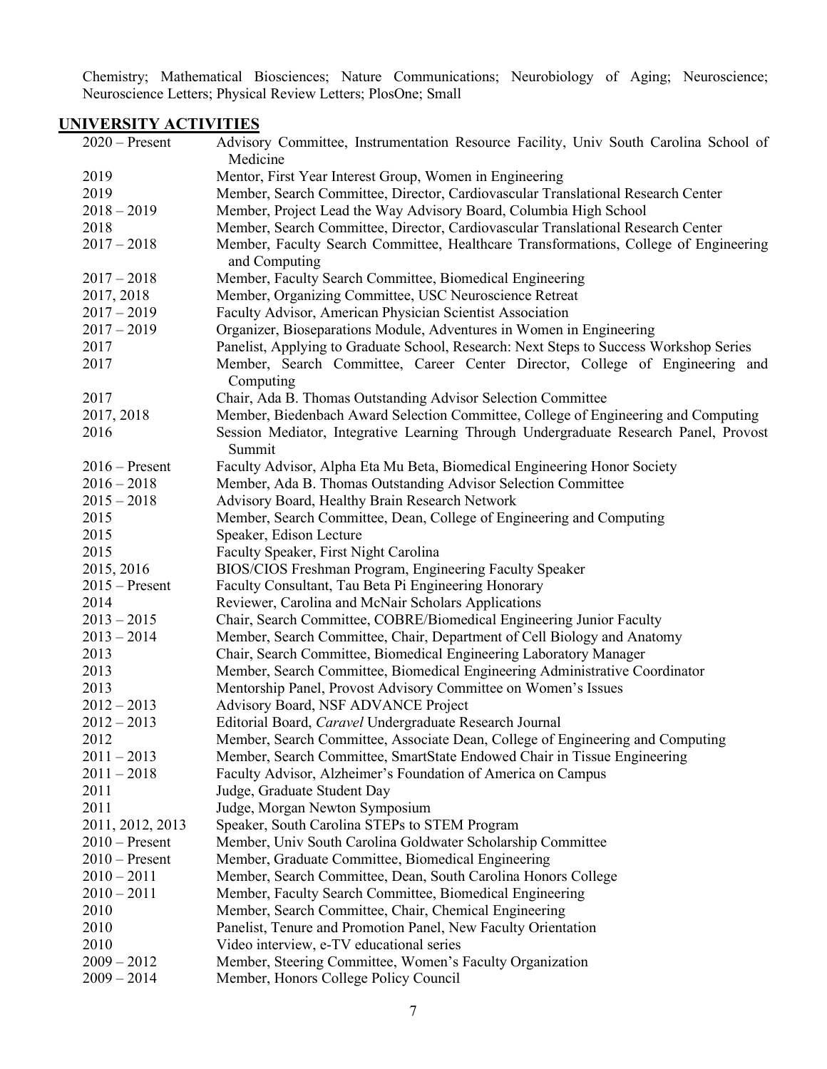Chemistry; Mathematical Biosciences; Nature Communications; Neurobiology of Aging; Neuroscience; Neuroscience Letters; Physical Review Letters; PlosOne; Small

## UNIVERSITY ACTIVITIES

| | |
|---|---|
| 2020 – Present | Advisory Committee, Instrumentation Resource Facility, Univ South Carolina School of Medicine |
| 2019 | Mentor, First Year Interest Group, Women in Engineering |
| 2019 | Member, Search Committee, Director, Cardiovascular Translational Research Center |
| 2018 – 2019 | Member, Project Lead the Way Advisory Board, Columbia High School |
| 2018 | Member, Search Committee, Director, Cardiovascular Translational Research Center |
| 2017 – 2018 | Member, Faculty Search Committee, Healthcare Transformations, College of Engineering and Computing |
| 2017 – 2018 | Member, Faculty Search Committee, Biomedical Engineering |
| 2017, 2018 | Member, Organizing Committee, USC Neuroscience Retreat |
| 2017 – 2019 | Faculty Advisor, American Physician Scientist Association |
| 2017 – 2019 | Organizer, Bioseparations Module, Adventures in Women in Engineering |
| 2017 | Panelist, Applying to Graduate School, Research: Next Steps to Success Workshop Series |
| 2017 | Member, Search Committee, Career Center Director, College of Engineering and Computing |
| 2017 | Chair, Ada B. Thomas Outstanding Advisor Selection Committee |
| 2017, 2018 | Member, Biedenbach Award Selection Committee, College of Engineering and Computing |
| 2016 | Session Mediator, Integrative Learning Through Undergraduate Research Panel, Provost Summit |
| 2016 – Present | Faculty Advisor, Alpha Eta Mu Beta, Biomedical Engineering Honor Society |
| 2016 – 2018 | Member, Ada B. Thomas Outstanding Advisor Selection Committee |
| 2015 – 2018 | Advisory Board, Healthy Brain Research Network |
| 2015 | Member, Search Committee, Dean, College of Engineering and Computing |
| 2015 | Speaker, Edison Lecture |
| 2015 | Faculty Speaker, First Night Carolina |
| 2015, 2016 | BIOS/CIOS Freshman Program, Engineering Faculty Speaker |
| 2015 – Present | Faculty Consultant, Tau Beta Pi Engineering Honorary |
| 2014 | Reviewer, Carolina and McNair Scholars Applications |
| 2013 – 2015 | Chair, Search Committee, COBRE/Biomedical Engineering Junior Faculty |
| 2013 – 2014 | Member, Search Committee, Chair, Department of Cell Biology and Anatomy |
| 2013 | Chair, Search Committee, Biomedical Engineering Laboratory Manager |
| 2013 | Member, Search Committee, Biomedical Engineering Administrative Coordinator |
| 2013 | Mentorship Panel, Provost Advisory Committee on Women's Issues |
| 2012 – 2013 | Advisory Board, NSF ADVANCE Project |
| 2012 – 2013 | Editorial Board, *Caravel* Undergraduate Research Journal |
| 2012 | Member, Search Committee, Associate Dean, College of Engineering and Computing |
| 2011 – 2013 | Member, Search Committee, SmartState Endowed Chair in Tissue Engineering |
| 2011 – 2018 | Faculty Advisor, Alzheimer's Foundation of America on Campus |
| 2011 | Judge, Graduate Student Day |
| 2011 | Judge, Morgan Newton Symposium |
| 2011, 2012, 2013 | Speaker, South Carolina STEPs to STEM Program |
| 2010 – Present | Member, Univ South Carolina Goldwater Scholarship Committee |
| 2010 – Present | Member, Graduate Committee, Biomedical Engineering |
| 2010 – 2011 | Member, Search Committee, Dean, South Carolina Honors College |
| 2010 – 2011 | Member, Faculty Search Committee, Biomedical Engineering |
| 2010 | Member, Search Committee, Chair, Chemical Engineering |
| 2010 | Panelist, Tenure and Promotion Panel, New Faculty Orientation |
| 2010 | Video interview, e-TV educational series |
| 2009 – 2012 | Member, Steering Committee, Women's Faculty Organization |
| 2009 – 2014 | Member, Honors College Policy Council |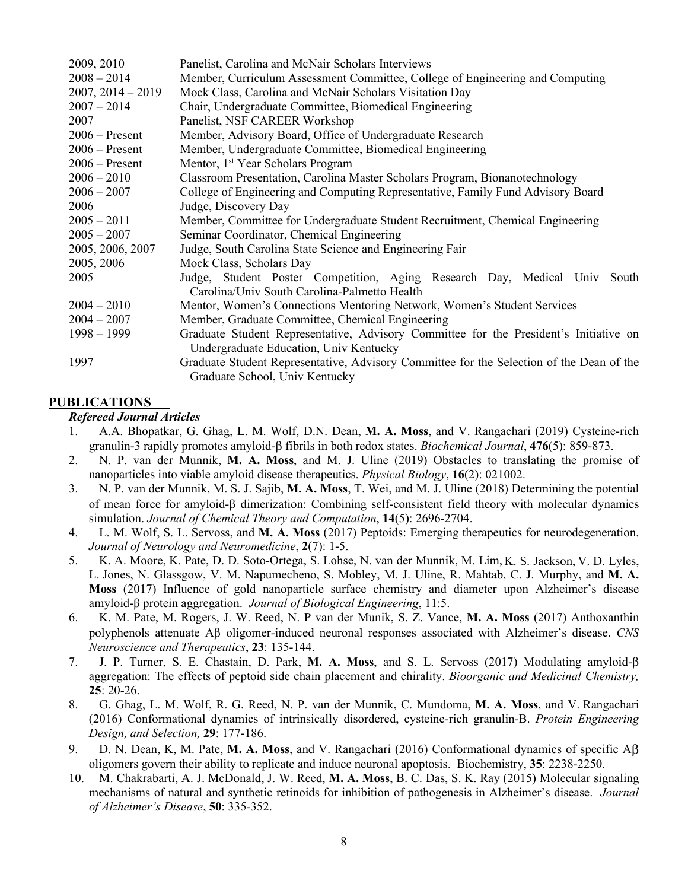| | |
|---|---|
| 2009, 2010 | Panelist, Carolina and McNair Scholars Interviews |
| 2008 – 2014 | Member, Curriculum Assessment Committee, College of Engineering and Computing |
| 2007, 2014 – 2019 | Mock Class, Carolina and McNair Scholars Visitation Day |
| 2007 – 2014 | Chair, Undergraduate Committee, Biomedical Engineering |
| 2007 | Panelist, NSF CAREER Workshop |
| 2006 – Present | Member, Advisory Board, Office of Undergraduate Research |
| 2006 – Present | Member, Undergraduate Committee, Biomedical Engineering |
| 2006 – Present | Mentor, 1st Year Scholars Program |
| 2006 – 2010 | Classroom Presentation, Carolina Master Scholars Program, Bionanotechnology |
| 2006 – 2007 | College of Engineering and Computing Representative, Family Fund Advisory Board |
| 2006 | Judge, Discovery Day |
| 2005 – 2011 | Member, Committee for Undergraduate Student Recruitment, Chemical Engineering |
| 2005 – 2007 | Seminar Coordinator, Chemical Engineering |
| 2005, 2006, 2007 | Judge, South Carolina State Science and Engineering Fair |
| 2005, 2006 | Mock Class, Scholars Day |
| 2005 | Judge, Student Poster Competition, Aging Research Day, Medical Univ South Carolina/Univ South Carolina-Palmetto Health |
| 2004 – 2010 | Mentor, Women's Connections Mentoring Network, Women's Student Services |
| 2004 – 2007 | Member, Graduate Committee, Chemical Engineering |
| 1998 – 1999 | Graduate Student Representative, Advisory Committee for the President's Initiative on Undergraduate Education, Univ Kentucky |
| 1997 | Graduate Student Representative, Advisory Committee for the Selection of the Dean of the Graduate School, Univ Kentucky |

## PUBLICATIONS

### *Refereed Journal Articles*

1. A.A. Bhopatkar, G. Ghag, L. M. Wolf, D.N. Dean, **M. A. Moss**, and V. Rangachari (2019) Cysteine-rich granulin-3 rapidly promotes amyloid-β fibrils in both redox states. *Biochemical Journal*, **476**(5): 859-873.
2. N. P. van der Munnik, **M. A. Moss**, and M. J. Uline (2019) Obstacles to translating the promise of nanoparticles into viable amyloid disease therapeutics. *Physical Biology*, **16**(2): 021002.
3. N. P. van der Munnik, M. S. J. Sajib, **M. A. Moss**, T. Wei, and M. J. Uline (2018) Determining the potential of mean force for amyloid-β dimerization: Combining self-consistent field theory with molecular dynamics simulation. *Journal of Chemical Theory and Computation*, **14**(5): 2696-2704.
4. L. M. Wolf, S. L. Servoss, and **M. A. Moss** (2017) Peptoids: Emerging therapeutics for neurodegeneration. *Journal of Neurology and Neuromedicine*, **2**(7): 1-5.
5. K. A. Moore, K. Pate, D. D. Soto-Ortega, S. Lohse, N. van der Munnik, M. Lim, K. S. Jackson, V. D. Lyles, L. Jones, N. Glassgow, V. M. Napumecheno, S. Mobley, M. J. Uline, R. Mahtab, C. J. Murphy, and **M. A. Moss** (2017) Influence of gold nanoparticle surface chemistry and diameter upon Alzheimer's disease amyloid-β protein aggregation. *Journal of Biological Engineering*, 11:5.
6. K. M. Pate, M. Rogers, J. W. Reed, N. P van der Munik, S. Z. Vance, **M. A. Moss** (2017) Anthoxanthin polyphenols attenuate Aβ oligomer-induced neuronal responses associated with Alzheimer's disease. *CNS Neuroscience and Therapeutics*, **23**: 135-144.
7. J. P. Turner, S. E. Chastain, D. Park, **M. A. Moss**, and S. L. Servoss (2017) Modulating amyloid-β aggregation: The effects of peptoid side chain placement and chirality. *Bioorganic and Medicinal Chemistry,* **25**: 20-26.
8. G. Ghag, L. M. Wolf, R. G. Reed, N. P. van der Munnik, C. Mundoma, **M. A. Moss**, and V. Rangachari (2016) Conformational dynamics of intrinsically disordered, cysteine-rich granulin-B. *Protein Engineering Design, and Selection,* **29**: 177-186.
9. D. N. Dean, K, M. Pate, **M. A. Moss**, and V. Rangachari (2016) Conformational dynamics of specific Aβ oligomers govern their ability to replicate and induce neuronal apoptosis. Biochemistry, **35**: 2238-2250.
10. M. Chakrabarti, A. J. McDonald, J. W. Reed, **M. A. Moss**, B. C. Das, S. K. Ray (2015) Molecular signaling mechanisms of natural and synthetic retinoids for inhibition of pathogenesis in Alzheimer's disease. *Journal of Alzheimer's Disease*, **50**: 335-352.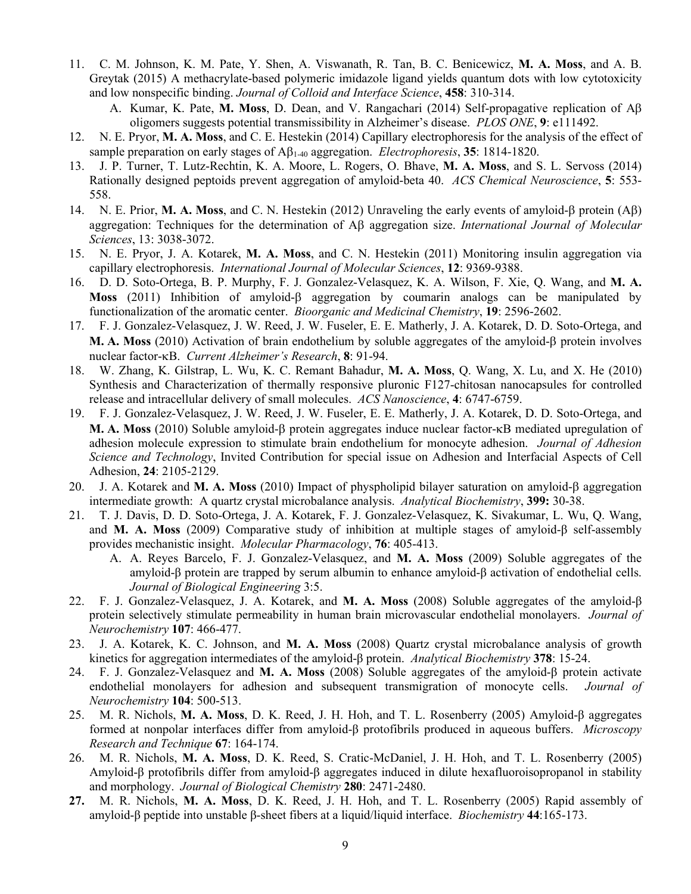11. C. M. Johnson, K. M. Pate, Y. Shen, A. Viswanath, R. Tan, B. C. Benicewicz, **M. A. Moss**, and A. B. Greytak (2015) A methacrylate-based polymeric imidazole ligand yields quantum dots with low cytotoxicity and low nonspecific binding. *Journal of Colloid and Interface Science*, **458**: 310-314.
    A. Kumar, K. Pate, **M. Moss**, D. Dean, and V. Rangachari (2014) Self-propagative replication of Aβ oligomers suggests potential transmissibility in Alzheimer's disease. *PLOS ONE*, **9**: e111492.
12. N. E. Pryor, **M. A. Moss**, and C. E. Hestekin (2014) Capillary electrophoresis for the analysis of the effect of sample preparation on early stages of $A\beta_{1\text{-}40}$ aggregation. *Electrophoresis*, **35**: 1814-1820.
13. J. P. Turner, T. Lutz-Rechtin, K. A. Moore, L. Rogers, O. Bhave, **M. A. Moss**, and S. L. Servoss (2014) Rationally designed peptoids prevent aggregation of amyloid-beta 40. *ACS Chemical Neuroscience*, **5**: 553-558.
14. N. E. Prior, **M. A. Moss**, and C. N. Hestekin (2012) Unraveling the early events of amyloid-β protein (Aβ) aggregation: Techniques for the determination of Aβ aggregation size. *International Journal of Molecular Sciences*, 13: 3038-3072.
15. N. E. Pryor, J. A. Kotarek, **M. A. Moss**, and C. N. Hestekin (2011) Monitoring insulin aggregation via capillary electrophoresis. *International Journal of Molecular Sciences*, **12**: 9369-9388.
16. D. D. Soto-Ortega, B. P. Murphy, F. J. Gonzalez-Velasquez, K. A. Wilson, F. Xie, Q. Wang, and **M. A. Moss** (2011) Inhibition of amyloid-β aggregation by coumarin analogs can be manipulated by functionalization of the aromatic center. *Bioorganic and Medicinal Chemistry*, **19**: 2596-2602.
17. F. J. Gonzalez-Velasquez, J. W. Reed, J. W. Fuseler, E. E. Matherly, J. A. Kotarek, D. D. Soto-Ortega, and **M. A. Moss** (2010) Activation of brain endothelium by soluble aggregates of the amyloid-β protein involves nuclear factor-κB. *Current Alzheimer's Research*, **8**: 91-94.
18. W. Zhang, K. Gilstrap, L. Wu, K. C. Remant Bahadur, **M. A. Moss**, Q. Wang, X. Lu, and X. He (2010) Synthesis and Characterization of thermally responsive pluronic F127-chitosan nanocapsules for controlled release and intracellular delivery of small molecules. *ACS Nanoscience*, **4**: 6747-6759.
19. F. J. Gonzalez-Velasquez, J. W. Reed, J. W. Fuseler, E. E. Matherly, J. A. Kotarek, D. D. Soto-Ortega, and **M. A. Moss** (2010) Soluble amyloid-β protein aggregates induce nuclear factor-κB mediated upregulation of adhesion molecule expression to stimulate brain endothelium for monocyte adhesion. *Journal of Adhesion Science and Technology*, Invited Contribution for special issue on Adhesion and Interfacial Aspects of Cell Adhesion, **24**: 2105-2129.
20. J. A. Kotarek and **M. A. Moss** (2010) Impact of phspholipid bilayer saturation on amyloid-β aggregation intermediate growth: A quartz crystal microbalance analysis. *Analytical Biochemistry*, **399:** 30-38.
21. T. J. Davis, D. D. Soto-Ortega, J. A. Kotarek, F. J. Gonzalez-Velasquez, K. Sivakumar, L. Wu, Q. Wang, and **M. A. Moss** (2009) Comparative study of inhibition at multiple stages of amyloid-β self-assembly provides mechanistic insight. *Molecular Pharmacology*, **76**: 405-413.
    A. A. Reyes Barcelo, F. J. Gonzalez-Velasquez, and **M. A. Moss** (2009) Soluble aggregates of the amyloid-β protein are trapped by serum albumin to enhance amyloid-β activation of endothelial cells. *Journal of Biological Engineering* 3:5.
22. F. J. Gonzalez-Velasquez, J. A. Kotarek, and **M. A. Moss** (2008) Soluble aggregates of the amyloid-β protein selectively stimulate permeability in human brain microvascular endothelial monolayers. *Journal of Neurochemistry* **107**: 466-477.
23. J. A. Kotarek, K. C. Johnson, and **M. A. Moss** (2008) Quartz crystal microbalance analysis of growth kinetics for aggregation intermediates of the amyloid-β protein. *Analytical Biochemistry* **378**: 15-24.
24. F. J. Gonzalez-Velasquez and **M. A. Moss** (2008) Soluble aggregates of the amyloid-β protein activate endothelial monolayers for adhesion and subsequent transmigration of monocyte cells. *Journal of Neurochemistry* **104**: 500-513.
25. M. R. Nichols, **M. A. Moss**, D. K. Reed, J. H. Hoh, and T. L. Rosenberry (2005) Amyloid-β aggregates formed at nonpolar interfaces differ from amyloid-β protofibrils produced in aqueous buffers. *Microscopy Research and Technique* **67**: 164-174.
26. M. R. Nichols, **M. A. Moss**, D. K. Reed, S. Cratic-McDaniel, J. H. Hoh, and T. L. Rosenberry (2005) Amyloid-β protofibrils differ from amyloid-β aggregates induced in dilute hexafluoroisopropanol in stability and morphology. *Journal of Biological Chemistry* **280**: 2471-2480.
27. M. R. Nichols, **M. A. Moss**, D. K. Reed, J. H. Hoh, and T. L. Rosenberry (2005) Rapid assembly of amyloid-β peptide into unstable β-sheet fibers at a liquid/liquid interface. *Biochemistry* **44**:165-173.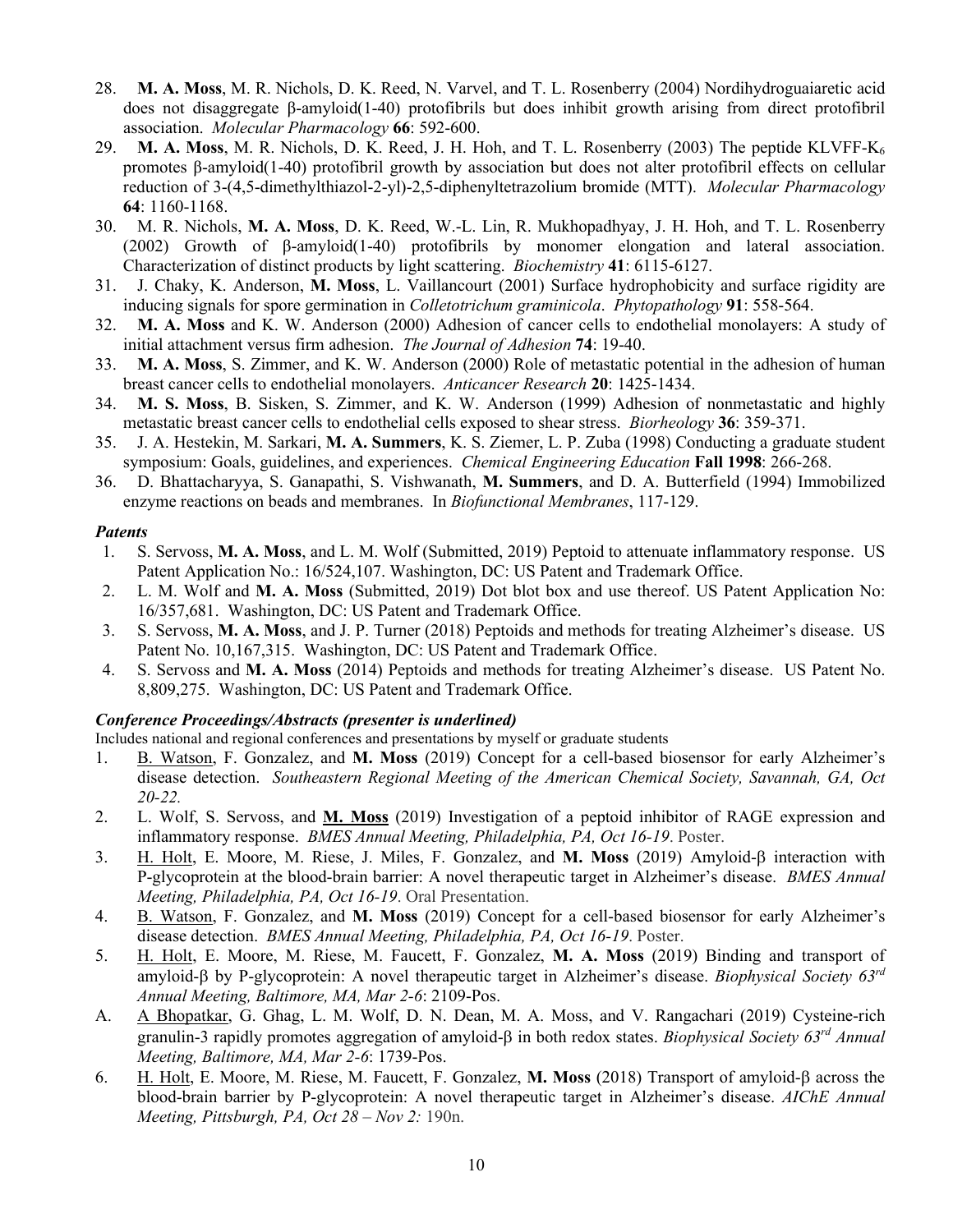28. **M. A. Moss**, M. R. Nichols, D. K. Reed, N. Varvel, and T. L. Rosenberry (2004) Nordihydroguaiaretic acid does not disaggregate β-amyloid(1-40) protofibrils but does inhibit growth arising from direct protofibril association. *Molecular Pharmacology* **66**: 592-600.
29. **M. A. Moss**, M. R. Nichols, D. K. Reed, J. H. Hoh, and T. L. Rosenberry (2003) The peptide KLVFF-$K_6$ promotes β-amyloid(1-40) protofibril growth by association but does not alter protofibril effects on cellular reduction of 3-(4,5-dimethylthiazol-2-yl)-2,5-diphenyltetrazolium bromide (MTT). *Molecular Pharmacology* **64**: 1160-1168.
30. M. R. Nichols, **M. A. Moss**, D. K. Reed, W.-L. Lin, R. Mukhopadhyay, J. H. Hoh, and T. L. Rosenberry (2002) Growth of β-amyloid(1-40) protofibrils by monomer elongation and lateral association. Characterization of distinct products by light scattering. *Biochemistry* **41**: 6115-6127.
31. J. Chaky, K. Anderson, **M. Moss**, L. Vaillancourt (2001) Surface hydrophobicity and surface rigidity are inducing signals for spore germination in *Colletotrichum graminicola*. *Phytopathology* **91**: 558-564.
32. **M. A. Moss** and K. W. Anderson (2000) Adhesion of cancer cells to endothelial monolayers: A study of initial attachment versus firm adhesion. *The Journal of Adhesion* **74**: 19-40.
33. **M. A. Moss**, S. Zimmer, and K. W. Anderson (2000) Role of metastatic potential in the adhesion of human breast cancer cells to endothelial monolayers. *Anticancer Research* **20**: 1425-1434.
34. **M. S. Moss**, B. Sisken, S. Zimmer, and K. W. Anderson (1999) Adhesion of nonmetastatic and highly metastatic breast cancer cells to endothelial cells exposed to shear stress. *Biorheology* **36**: 359-371.
35. J. A. Hestekin, M. Sarkari, **M. A. Summers**, K. S. Ziemer, L. P. Zuba (1998) Conducting a graduate student symposium: Goals, guidelines, and experiences. *Chemical Engineering Education* **Fall 1998**: 266-268.
36. D. Bhattacharyya, S. Ganapathi, S. Vishwanath, **M. Summers**, and D. A. Butterfield (1994) Immobilized enzyme reactions on beads and membranes. In *Biofunctional Membranes*, 117-129.

### *Patents*

1. S. Servoss, **M. A. Moss**, and L. M. Wolf (Submitted, 2019) Peptoid to attenuate inflammatory response. US Patent Application No.: 16/524,107. Washington, DC: US Patent and Trademark Office.
2. L. M. Wolf and **M. A. Moss** (Submitted, 2019) Dot blot box and use thereof. US Patent Application No: 16/357,681. Washington, DC: US Patent and Trademark Office.
3. S. Servoss, **M. A. Moss**, and J. P. Turner (2018) Peptoids and methods for treating Alzheimer's disease. US Patent No. 10,167,315. Washington, DC: US Patent and Trademark Office.
4. S. Servoss and **M. A. Moss** (2014) Peptoids and methods for treating Alzheimer's disease. US Patent No. 8,809,275. Washington, DC: US Patent and Trademark Office.

### *Conference Proceedings/Abstracts (presenter is underlined)*

Includes national and regional conferences and presentations by myself or graduate students

1. B. Watson, F. Gonzalez, and **M. Moss** (2019) Concept for a cell-based biosensor for early Alzheimer's disease detection. *Southeastern Regional Meeting of the American Chemical Society, Savannah, GA, Oct 20-22.*
2. L. Wolf, S. Servoss, and **M. Moss** (2019) Investigation of a peptoid inhibitor of RAGE expression and inflammatory response. *BMES Annual Meeting, Philadelphia, PA, Oct 16-19*. Poster.
3. H. Holt, E. Moore, M. Riese, J. Miles, F. Gonzalez, and **M. Moss** (2019) Amyloid-β interaction with P-glycoprotein at the blood-brain barrier: A novel therapeutic target in Alzheimer's disease. *BMES Annual Meeting, Philadelphia, PA, Oct 16-19*. Oral Presentation.
4. B. Watson, F. Gonzalez, and **M. Moss** (2019) Concept for a cell-based biosensor for early Alzheimer's disease detection. *BMES Annual Meeting, Philadelphia, PA, Oct 16-19*. Poster.
5. H. Holt, E. Moore, M. Riese, M. Faucett, F. Gonzalez, **M. A. Moss** (2019) Binding and transport of amyloid-β by P-glycoprotein: A novel therapeutic target in Alzheimer's disease. *Biophysical Society 63rd Annual Meeting, Baltimore, MA, Mar 2-6*: 2109-Pos.

A. A Bhopatkar, G. Ghag, L. M. Wolf, D. N. Dean, M. A. Moss, and V. Rangachari (2019) Cysteine-rich granulin-3 rapidly promotes aggregation of amyloid-β in both redox states. *Biophysical Society 63rd Annual Meeting, Baltimore, MA, Mar 2-6*: 1739-Pos.

6. H. Holt, E. Moore, M. Riese, M. Faucett, F. Gonzalez, **M. Moss** (2018) Transport of amyloid-β across the blood-brain barrier by P-glycoprotein: A novel therapeutic target in Alzheimer's disease. *AIChE Annual Meeting, Pittsburgh, PA, Oct 28 – Nov 2:* 190n.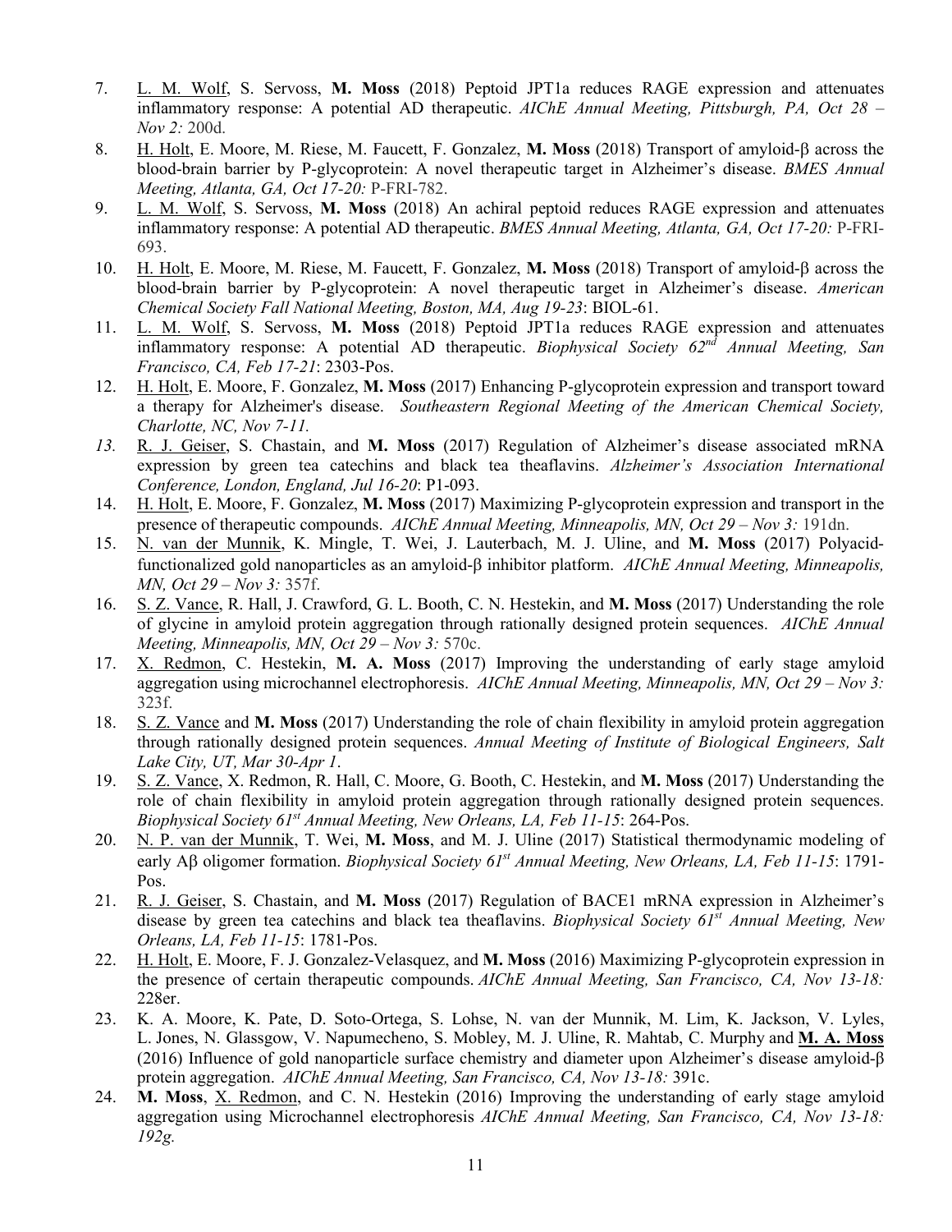7. <u>L. M. Wolf</u>, S. Servoss, **M. Moss** (2018) Peptoid JPT1a reduces RAGE expression and attenuates inflammatory response: A potential AD therapeutic. *AIChE Annual Meeting, Pittsburgh, PA, Oct 28 – Nov 2:* 200d.
8. <u>H. Holt</u>, E. Moore, M. Riese, M. Faucett, F. Gonzalez, **M. Moss** (2018) Transport of amyloid-β across the blood-brain barrier by P-glycoprotein: A novel therapeutic target in Alzheimer's disease. *BMES Annual Meeting, Atlanta, GA, Oct 17-20:* P-FRI-782.
9. <u>L. M. Wolf</u>, S. Servoss, **M. Moss** (2018) An achiral peptoid reduces RAGE expression and attenuates inflammatory response: A potential AD therapeutic. *BMES Annual Meeting, Atlanta, GA, Oct 17-20:* P-FRI-693.
10. <u>H. Holt</u>, E. Moore, M. Riese, M. Faucett, F. Gonzalez, **M. Moss** (2018) Transport of amyloid-β across the blood-brain barrier by P-glycoprotein: A novel therapeutic target in Alzheimer's disease. *American Chemical Society Fall National Meeting, Boston, MA, Aug 19-23*: BIOL-61.
11. <u>L. M. Wolf</u>, S. Servoss, **M. Moss** (2018) Peptoid JPT1a reduces RAGE expression and attenuates inflammatory response: A potential AD therapeutic. *Biophysical Society 62nd Annual Meeting, San Francisco, CA, Feb 17-21*: 2303-Pos.
12. <u>H. Holt</u>, E. Moore, F. Gonzalez, **M. Moss** (2017) Enhancing P-glycoprotein expression and transport toward a therapy for Alzheimer's disease. *Southeastern Regional Meeting of the American Chemical Society, Charlotte, NC, Nov 7-11.*
13. <u>R. J. Geiser</u>, S. Chastain, and **M. Moss** (2017) Regulation of Alzheimer's disease associated mRNA expression by green tea catechins and black tea theaflavins. *Alzheimer's Association International Conference, London, England, Jul 16-20*: P1-093.
14. <u>H. Holt</u>, E. Moore, F. Gonzalez, **M. Moss** (2017) Maximizing P-glycoprotein expression and transport in the presence of therapeutic compounds. *AIChE Annual Meeting, Minneapolis, MN, Oct 29 – Nov 3:* 191dn.
15. <u>N. van der Munnik</u>, K. Mingle, T. Wei, J. Lauterbach, M. J. Uline, and **M. Moss** (2017) Polyacid-functionalized gold nanoparticles as an amyloid-β inhibitor platform. *AIChE Annual Meeting, Minneapolis, MN, Oct 29 – Nov 3:* 357f.
16. <u>S. Z. Vance</u>, R. Hall, J. Crawford, G. L. Booth, C. N. Hestekin, and **M. Moss** (2017) Understanding the role of glycine in amyloid protein aggregation through rationally designed protein sequences. *AIChE Annual Meeting, Minneapolis, MN, Oct 29 – Nov 3:* 570c.
17. <u>X. Redmon</u>, C. Hestekin, **M. A. Moss** (2017) Improving the understanding of early stage amyloid aggregation using microchannel electrophoresis. *AIChE Annual Meeting, Minneapolis, MN, Oct 29 – Nov 3:* 323f.
18. <u>S. Z. Vance</u> and **M. Moss** (2017) Understanding the role of chain flexibility in amyloid protein aggregation through rationally designed protein sequences. *Annual Meeting of Institute of Biological Engineers, Salt Lake City, UT, Mar 30-Apr 1*.
19. <u>S. Z. Vance</u>, X. Redmon, R. Hall, C. Moore, G. Booth, C. Hestekin, and **M. Moss** (2017) Understanding the role of chain flexibility in amyloid protein aggregation through rationally designed protein sequences. *Biophysical Society 61st Annual Meeting, New Orleans, LA, Feb 11-15*: 264-Pos.
20. <u>N. P. van der Munnik</u>, T. Wei, **M. Moss**, and M. J. Uline (2017) Statistical thermodynamic modeling of early Aβ oligomer formation. *Biophysical Society 61st Annual Meeting, New Orleans, LA, Feb 11-15*: 1791-Pos.
21. <u>R. J. Geiser</u>, S. Chastain, and **M. Moss** (2017) Regulation of BACE1 mRNA expression in Alzheimer's disease by green tea catechins and black tea theaflavins. *Biophysical Society 61st Annual Meeting, New Orleans, LA, Feb 11-15*: 1781-Pos.
22. <u>H. Holt</u>, E. Moore, F. J. Gonzalez-Velasquez, and **M. Moss** (2016) Maximizing P-glycoprotein expression in the presence of certain therapeutic compounds. *AIChE Annual Meeting, San Francisco, CA, Nov 13-18:* 228er.
23. K. A. Moore, K. Pate, D. Soto-Ortega, S. Lohse, N. van der Munnik, M. Lim, K. Jackson, V. Lyles, L. Jones, N. Glassgow, V. Napumecheno, S. Mobley, M. J. Uline, R. Mahtab, C. Murphy and <u>**M. A. Moss**</u> (2016) Influence of gold nanoparticle surface chemistry and diameter upon Alzheimer's disease amyloid-β protein aggregation. *AIChE Annual Meeting, San Francisco, CA, Nov 13-18:* 391c.
24. **M. Moss**, <u>X. Redmon</u>, and C. N. Hestekin (2016) Improving the understanding of early stage amyloid aggregation using Microchannel electrophoresis *AIChE Annual Meeting, San Francisco, CA, Nov 13-18: 192g.*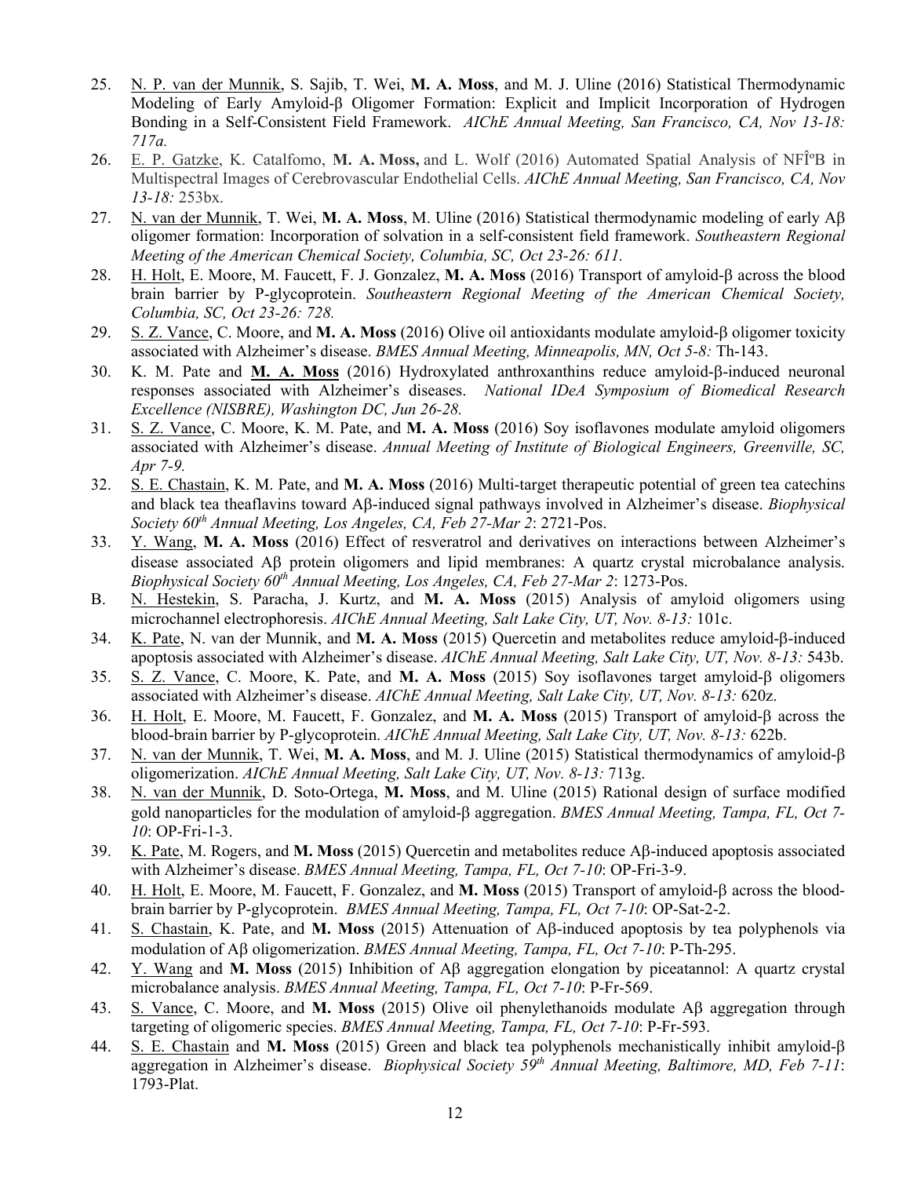25. N. P. van der Munnik, S. Sajib, T. Wei, **M. A. Moss**, and M. J. Uline (2016) Statistical Thermodynamic Modeling of Early Amyloid-β Oligomer Formation: Explicit and Implicit Incorporation of Hydrogen Bonding in a Self-Consistent Field Framework. *AIChE Annual Meeting, San Francisco, CA, Nov 13-18: 717a.*
26. E. P. Gatzke, K. Catalfomo, **M. A. Moss,** and L. Wolf (2016) Automated Spatial Analysis of NFÎºB in Multispectral Images of Cerebrovascular Endothelial Cells. *AIChE Annual Meeting, San Francisco, CA, Nov 13-18:* 253bx.
27. N. van der Munnik, T. Wei, **M. A. Moss**, M. Uline (2016) Statistical thermodynamic modeling of early Aβ oligomer formation: Incorporation of solvation in a self-consistent field framework. *Southeastern Regional Meeting of the American Chemical Society, Columbia, SC, Oct 23-26: 611.*
28. H. Holt, E. Moore, M. Faucett, F. J. Gonzalez, **M. A. Moss** (2016) Transport of amyloid-β across the blood brain barrier by P-glycoprotein. *Southeastern Regional Meeting of the American Chemical Society, Columbia, SC, Oct 23-26: 728.*
29. S. Z. Vance, C. Moore, and **M. A. Moss** (2016) Olive oil antioxidants modulate amyloid-β oligomer toxicity associated with Alzheimer's disease. *BMES Annual Meeting, Minneapolis, MN, Oct 5-8:* Th-143.
30. K. M. Pate and **M. A. Moss** (2016) Hydroxylated anthroxanthins reduce amyloid-β-induced neuronal responses associated with Alzheimer's diseases. *National IDeA Symposium of Biomedical Research Excellence (NISBRE), Washington DC, Jun 26-28.*
31. S. Z. Vance, C. Moore, K. M. Pate, and **M. A. Moss** (2016) Soy isoflavones modulate amyloid oligomers associated with Alzheimer's disease. *Annual Meeting of Institute of Biological Engineers, Greenville, SC, Apr 7-9.*
32. S. E. Chastain, K. M. Pate, and **M. A. Moss** (2016) Multi-target therapeutic potential of green tea catechins and black tea theaflavins toward Aβ-induced signal pathways involved in Alzheimer's disease. *Biophysical Society 60th Annual Meeting, Los Angeles, CA, Feb 27-Mar 2*: 2721-Pos.
33. Y. Wang, **M. A. Moss** (2016) Effect of resveratrol and derivatives on interactions between Alzheimer's disease associated Aβ protein oligomers and lipid membranes: A quartz crystal microbalance analysis. *Biophysical Society 60th Annual Meeting, Los Angeles, CA, Feb 27-Mar 2*: 1273-Pos.

B. N. Hestekin, S. Paracha, J. Kurtz, and **M. A. Moss** (2015) Analysis of amyloid oligomers using microchannel electrophoresis. *AIChE Annual Meeting, Salt Lake City, UT, Nov. 8-13:* 101c.

34. K. Pate, N. van der Munnik, and **M. A. Moss** (2015) Quercetin and metabolites reduce amyloid-β-induced apoptosis associated with Alzheimer's disease. *AIChE Annual Meeting, Salt Lake City, UT, Nov. 8-13:* 543b.
35. S. Z. Vance, C. Moore, K. Pate, and **M. A. Moss** (2015) Soy isoflavones target amyloid-β oligomers associated with Alzheimer's disease. *AIChE Annual Meeting, Salt Lake City, UT, Nov. 8-13:* 620z.
36. H. Holt, E. Moore, M. Faucett, F. Gonzalez, and **M. A. Moss** (2015) Transport of amyloid-β across the blood-brain barrier by P-glycoprotein. *AIChE Annual Meeting, Salt Lake City, UT, Nov. 8-13:* 622b.
37. N. van der Munnik, T. Wei, **M. A. Moss**, and M. J. Uline (2015) Statistical thermodynamics of amyloid-β oligomerization. *AIChE Annual Meeting, Salt Lake City, UT, Nov. 8-13:* 713g.
38. N. van der Munnik, D. Soto-Ortega, **M. Moss**, and M. Uline (2015) Rational design of surface modified gold nanoparticles for the modulation of amyloid-β aggregation. *BMES Annual Meeting, Tampa, FL, Oct 7-10*: OP-Fri-1-3.
39. K. Pate, M. Rogers, and **M. Moss** (2015) Quercetin and metabolites reduce Aβ-induced apoptosis associated with Alzheimer's disease. *BMES Annual Meeting, Tampa, FL, Oct 7-10*: OP-Fri-3-9.
40. H. Holt, E. Moore, M. Faucett, F. Gonzalez, and **M. Moss** (2015) Transport of amyloid-β across the blood-brain barrier by P-glycoprotein. *BMES Annual Meeting, Tampa, FL, Oct 7-10*: OP-Sat-2-2.
41. S. Chastain, K. Pate, and **M. Moss** (2015) Attenuation of Aβ-induced apoptosis by tea polyphenols via modulation of Aβ oligomerization. *BMES Annual Meeting, Tampa, FL, Oct 7-10*: P-Th-295.
42. Y. Wang and **M. Moss** (2015) Inhibition of Aβ aggregation elongation by piceatannol: A quartz crystal microbalance analysis. *BMES Annual Meeting, Tampa, FL, Oct 7-10*: P-Fr-569.
43. S. Vance, C. Moore, and **M. Moss** (2015) Olive oil phenylethanoids modulate Aβ aggregation through targeting of oligomeric species. *BMES Annual Meeting, Tampa, FL, Oct 7-10*: P-Fr-593.
44. S. E. Chastain and **M. Moss** (2015) Green and black tea polyphenols mechanistically inhibit amyloid-β aggregation in Alzheimer's disease. *Biophysical Society 59th Annual Meeting, Baltimore, MD, Feb 7-11*: 1793-Plat.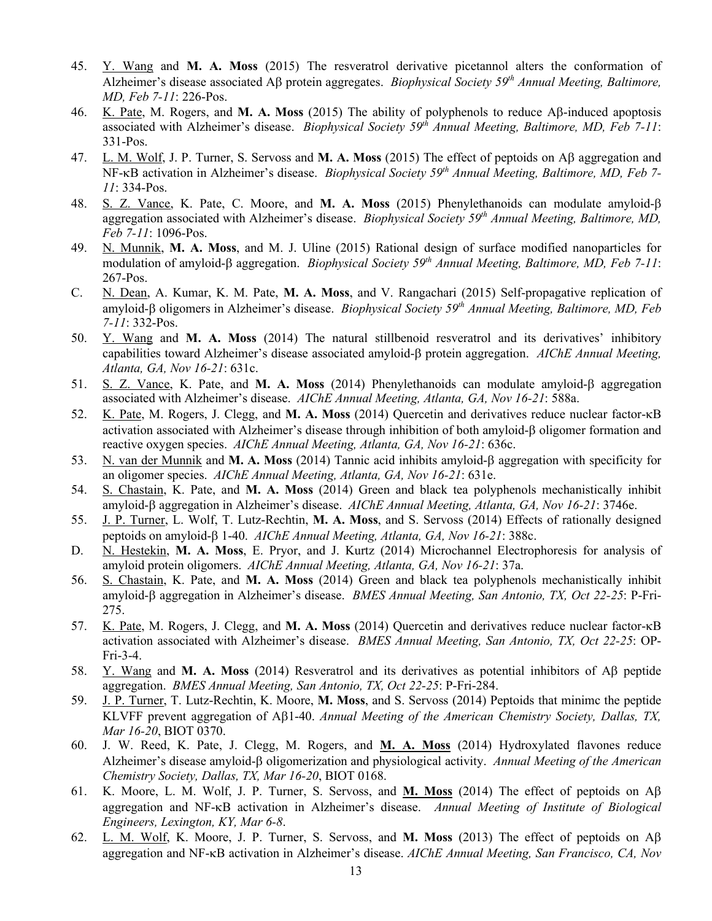45. <u>Y. Wang</u> and **M. A. Moss** (2015) The resveratrol derivative picetannol alters the conformation of Alzheimer's disease associated Aβ protein aggregates. *Biophysical Society 59th Annual Meeting, Baltimore, MD, Feb 7-11*: 226-Pos.
46. <u>K. Pate</u>, M. Rogers, and **M. A. Moss** (2015) The ability of polyphenols to reduce Aβ-induced apoptosis associated with Alzheimer's disease. *Biophysical Society 59th Annual Meeting, Baltimore, MD, Feb 7-11*: 331-Pos.
47. <u>L. M. Wolf</u>, J. P. Turner, S. Servoss and **M. A. Moss** (2015) The effect of peptoids on Aβ aggregation and NF-κB activation in Alzheimer's disease. *Biophysical Society 59th Annual Meeting, Baltimore, MD, Feb 7-11*: 334-Pos.
48. <u>S. Z. Vance</u>, K. Pate, C. Moore, and **M. A. Moss** (2015) Phenylethanoids can modulate amyloid-β aggregation associated with Alzheimer's disease. *Biophysical Society 59th Annual Meeting, Baltimore, MD, Feb 7-11*: 1096-Pos.
49. <u>N. Munnik</u>, **M. A. Moss**, and M. J. Uline (2015) Rational design of surface modified nanoparticles for modulation of amyloid-β aggregation. *Biophysical Society 59th Annual Meeting, Baltimore, MD, Feb 7-11*: 267-Pos.

C. <u>N. Dean</u>, A. Kumar, K. M. Pate, **M. A. Moss**, and V. Rangachari (2015) Self-propagative replication of amyloid-β oligomers in Alzheimer's disease. *Biophysical Society 59th Annual Meeting, Baltimore, MD, Feb 7-11*: 332-Pos.

50. <u>Y. Wang</u> and **M. A. Moss** (2014) The natural stillbenoid resveratrol and its derivatives' inhibitory capabilities toward Alzheimer's disease associated amyloid-β protein aggregation. *AIChE Annual Meeting, Atlanta, GA, Nov 16-21*: 631c.
51. <u>S. Z. Vance</u>, K. Pate, and **M. A. Moss** (2014) Phenylethanoids can modulate amyloid-β aggregation associated with Alzheimer's disease. *AIChE Annual Meeting, Atlanta, GA, Nov 16-21*: 588a.
52. <u>K. Pate</u>, M. Rogers, J. Clegg, and **M. A. Moss** (2014) Quercetin and derivatives reduce nuclear factor-κB activation associated with Alzheimer's disease through inhibition of both amyloid-β oligomer formation and reactive oxygen species. *AIChE Annual Meeting, Atlanta, GA, Nov 16-21*: 636c.
53. <u>N. van der Munnik</u> and **M. A. Moss** (2014) Tannic acid inhibits amyloid-β aggregation with specificity for an oligomer species. *AIChE Annual Meeting, Atlanta, GA, Nov 16-21*: 631e.
54. <u>S. Chastain</u>, K. Pate, and **M. A. Moss** (2014) Green and black tea polyphenols mechanistically inhibit amyloid-β aggregation in Alzheimer's disease. *AIChE Annual Meeting, Atlanta, GA, Nov 16-21*: 3746e.
55. <u>J. P. Turner</u>, L. Wolf, T. Lutz-Rechtin, **M. A. Moss**, and S. Servoss (2014) Effects of rationally designed peptoids on amyloid-β 1-40. *AIChE Annual Meeting, Atlanta, GA, Nov 16-21*: 388c.

D. <u>N. Hestekin</u>, **M. A. Moss**, E. Pryor, and J. Kurtz (2014) Microchannel Electrophoresis for analysis of amyloid protein oligomers. *AIChE Annual Meeting, Atlanta, GA, Nov 16-21*: 37a.

56. <u>S. Chastain</u>, K. Pate, and **M. A. Moss** (2014) Green and black tea polyphenols mechanistically inhibit amyloid-β aggregation in Alzheimer's disease. *BMES Annual Meeting, San Antonio, TX, Oct 22-25*: P-Fri-275.
57. <u>K. Pate</u>, M. Rogers, J. Clegg, and **M. A. Moss** (2014) Quercetin and derivatives reduce nuclear factor-κB activation associated with Alzheimer's disease. *BMES Annual Meeting, San Antonio, TX, Oct 22-25*: OP-Fri-3-4.
58. <u>Y. Wang</u> and **M. A. Moss** (2014) Resveratrol and its derivatives as potential inhibitors of Aβ peptide aggregation. *BMES Annual Meeting, San Antonio, TX, Oct 22-25*: P-Fri-284.
59. <u>J. P. Turner</u>, T. Lutz-Rechtin, K. Moore, **M. Moss**, and S. Servoss (2014) Peptoids that minimc the peptide KLVFF prevent aggregation of Aβ1-40. *Annual Meeting of the American Chemistry Society, Dallas, TX, Mar 16-20*, BIOT 0370.
60. J. W. Reed, K. Pate, J. Clegg, M. Rogers, and <u>**M. A. Moss**</u> (2014) Hydroxylated flavones reduce Alzheimer's disease amyloid-β oligomerization and physiological activity. *Annual Meeting of the American Chemistry Society, Dallas, TX, Mar 16-20*, BIOT 0168.
61. K. Moore, L. M. Wolf, J. P. Turner, S. Servoss, and <u>**M. Moss**</u> (2014) The effect of peptoids on Aβ aggregation and NF-κB activation in Alzheimer's disease. *Annual Meeting of Institute of Biological Engineers, Lexington, KY, Mar 6-8*.
62. <u>L. M. Wolf</u>, K. Moore, J. P. Turner, S. Servoss, and **M. Moss** (2013) The effect of peptoids on Aβ aggregation and NF-κB activation in Alzheimer's disease. *AIChE Annual Meeting, San Francisco, CA, Nov*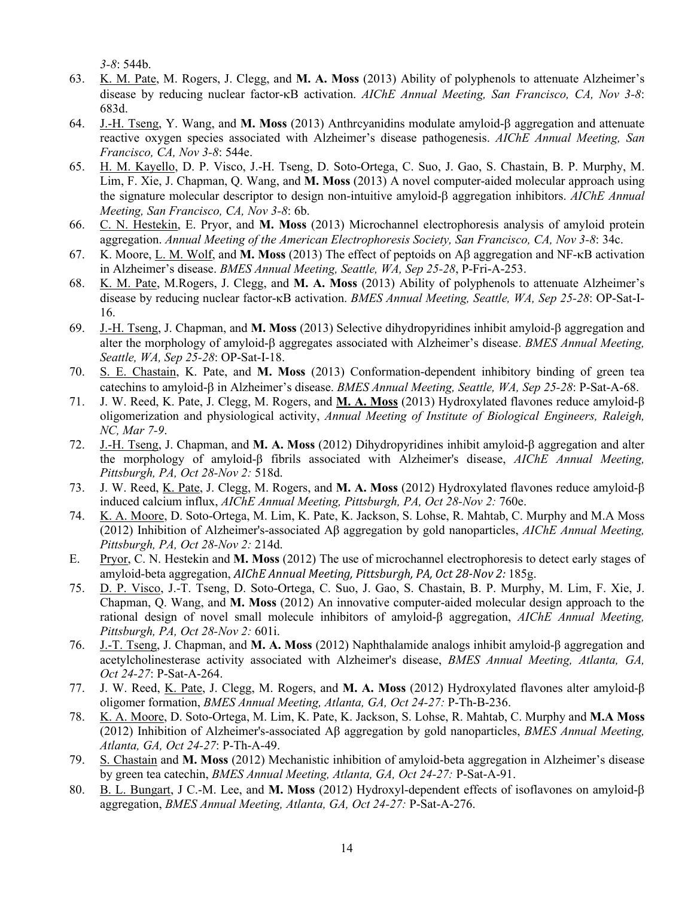*3-8*: 544b.

63. <u>K. M. Pate</u>, M. Rogers, J. Clegg, and **M. A. Moss** (2013) Ability of polyphenols to attenuate Alzheimer's disease by reducing nuclear factor-κB activation. *AIChE Annual Meeting, San Francisco, CA, Nov 3-8*: 683d.
64. <u>J.-H. Tseng</u>, Y. Wang, and **M. Moss** (2013) Anthrcyanidins modulate amyloid-β aggregation and attenuate reactive oxygen species associated with Alzheimer's disease pathogenesis. *AIChE Annual Meeting, San Francisco, CA, Nov 3-8*: 544e.
65. <u>H. M. Kayello</u>, D. P. Visco, J.-H. Tseng, D. Soto-Ortega, C. Suo, J. Gao, S. Chastain, B. P. Murphy, M. Lim, F. Xie, J. Chapman, Q. Wang, and **M. Moss** (2013) A novel computer-aided molecular approach using the signature molecular descriptor to design non-intuitive amyloid-β aggregation inhibitors. *AIChE Annual Meeting, San Francisco, CA, Nov 3-8*: 6b.
66. <u>C. N. Hestekin</u>, E. Pryor, and **M. Moss** (2013) Microchannel electrophoresis analysis of amyloid protein aggregation. *Annual Meeting of the American Electrophoresis Society, San Francisco, CA, Nov 3-8*: 34c.
67. K. Moore, <u>L. M. Wolf</u>, and **M. Moss** (2013) The effect of peptoids on Aβ aggregation and NF-κB activation in Alzheimer's disease. *BMES Annual Meeting, Seattle, WA, Sep 25-28*, P-Fri-A-253.
68. <u>K. M. Pate</u>, M.Rogers, J. Clegg, and **M. A. Moss** (2013) Ability of polyphenols to attenuate Alzheimer's disease by reducing nuclear factor-κB activation. *BMES Annual Meeting, Seattle, WA, Sep 25-28*: OP-Sat-I-16.
69. <u>J.-H. Tseng</u>, J. Chapman, and **M. Moss** (2013) Selective dihydropyridines inhibit amyloid-β aggregation and alter the morphology of amyloid-β aggregates associated with Alzheimer's disease. *BMES Annual Meeting, Seattle, WA, Sep 25-28*: OP-Sat-I-18.
70. <u>S. E. Chastain</u>, K. Pate, and **M. Moss** (2013) Conformation-dependent inhibitory binding of green tea catechins to amyloid-β in Alzheimer's disease. *BMES Annual Meeting, Seattle, WA, Sep 25-28*: P-Sat-A-68.
71. J. W. Reed, K. Pate, J. Clegg, M. Rogers, and <u>**M. A. Moss**</u> (2013) Hydroxylated flavones reduce amyloid-β oligomerization and physiological activity, *Annual Meeting of Institute of Biological Engineers, Raleigh, NC, Mar 7-9*.
72. <u>J.-H. Tseng</u>, J. Chapman, and **M. A. Moss** (2012) Dihydropyridines inhibit amyloid-β aggregation and alter the morphology of amyloid-β fibrils associated with Alzheimer's disease, *AIChE Annual Meeting, Pittsburgh, PA, Oct 28-Nov 2:* 518d.
73. J. W. Reed, <u>K. Pate</u>, J. Clegg, M. Rogers, and **M. A. Moss** (2012) Hydroxylated flavones reduce amyloid-β induced calcium influx, *AIChE Annual Meeting, Pittsburgh, PA, Oct 28-Nov 2:* 760e.
74. <u>K. A. Moore</u>, D. Soto-Ortega, M. Lim, K. Pate, K. Jackson, S. Lohse, R. Mahtab, C. Murphy and M.A Moss (2012) Inhibition of Alzheimer's-associated Aβ aggregation by gold nanoparticles, *AIChE Annual Meeting, Pittsburgh, PA, Oct 28-Nov 2:* 214d.

E. <u>Pryor</u>, C. N. Hestekin and **M. Moss** (2012) The use of microchannel electrophoresis to detect early stages of amyloid-beta aggregation, *AIChE Annual Meeting, Pittsburgh, PA, Oct 28-Nov 2:* 185g.

75. <u>D. P. Visco</u>, J.-T. Tseng, D. Soto-Ortega, C. Suo, J. Gao, S. Chastain, B. P. Murphy, M. Lim, F. Xie, J. Chapman, Q. Wang, and **M. Moss** (2012) An innovative computer-aided molecular design approach to the rational design of novel small molecule inhibitors of amyloid-β aggregation, *AIChE Annual Meeting, Pittsburgh, PA, Oct 28-Nov 2:* 601i.
76. <u>J.-T. Tseng</u>, J. Chapman, and **M. A. Moss** (2012) Naphthalamide analogs inhibit amyloid-β aggregation and acetylcholinesterase activity associated with Alzheimer's disease, *BMES Annual Meeting, Atlanta, GA, Oct 24-27*: P-Sat-A-264.
77. J. W. Reed, <u>K. Pate</u>, J. Clegg, M. Rogers, and **M. A. Moss** (2012) Hydroxylated flavones alter amyloid-β oligomer formation, *BMES Annual Meeting, Atlanta, GA, Oct 24-27:* P-Th-B-236.
78. <u>K. A. Moore</u>, D. Soto-Ortega, M. Lim, K. Pate, K. Jackson, S. Lohse, R. Mahtab, C. Murphy and **M.A Moss** (2012) Inhibition of Alzheimer's-associated Aβ aggregation by gold nanoparticles, *BMES Annual Meeting, Atlanta, GA, Oct 24-27*: P-Th-A-49.
79. <u>S. Chastain</u> and **M. Moss** (2012) Mechanistic inhibition of amyloid-beta aggregation in Alzheimer's disease by green tea catechin, *BMES Annual Meeting, Atlanta, GA, Oct 24-27:* P-Sat-A-91.
80. <u>B. L. Bungart</u>, J C.-M. Lee, and **M. Moss** (2012) Hydroxyl-dependent effects of isoflavones on amyloid-β aggregation, *BMES Annual Meeting, Atlanta, GA, Oct 24-27:* P-Sat-A-276.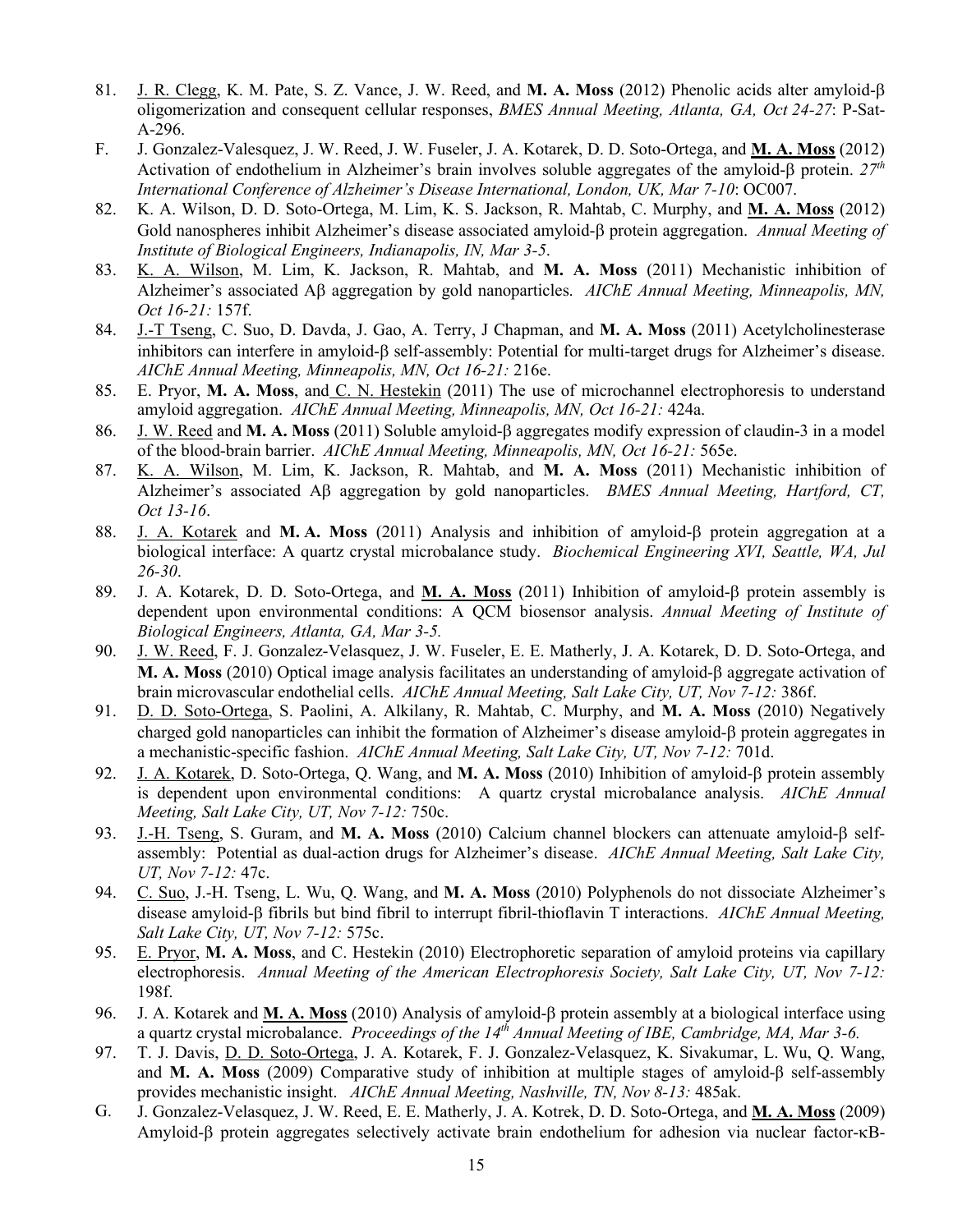81. J. R. Clegg, K. M. Pate, S. Z. Vance, J. W. Reed, and **M. A. Moss** (2012) Phenolic acids alter amyloid-β oligomerization and consequent cellular responses, *BMES Annual Meeting, Atlanta, GA, Oct 24-27*: P-Sat-A-296.

F. J. Gonzalez-Valesquez, J. W. Reed, J. W. Fuseler, J. A. Kotarek, D. D. Soto-Ortega, and **M. A. Moss** (2012) Activation of endothelium in Alzheimer's brain involves soluble aggregates of the amyloid-β protein. *27th International Conference of Alzheimer's Disease International, London, UK, Mar 7-10*: OC007.

82. K. A. Wilson, D. D. Soto-Ortega, M. Lim, K. S. Jackson, R. Mahtab, C. Murphy, and **M. A. Moss** (2012) Gold nanospheres inhibit Alzheimer's disease associated amyloid-β protein aggregation. *Annual Meeting of Institute of Biological Engineers, Indianapolis, IN, Mar 3-5*.

83. K. A. Wilson, M. Lim, K. Jackson, R. Mahtab, and **M. A. Moss** (2011) Mechanistic inhibition of Alzheimer's associated Aβ aggregation by gold nanoparticles. *AIChE Annual Meeting, Minneapolis, MN, Oct 16-21:* 157f.

84. J.-T Tseng, C. Suo, D. Davda, J. Gao, A. Terry, J Chapman, and **M. A. Moss** (2011) Acetylcholinesterase inhibitors can interfere in amyloid-β self-assembly: Potential for multi-target drugs for Alzheimer's disease. *AIChE Annual Meeting, Minneapolis, MN, Oct 16-21:* 216e.

85. E. Pryor, **M. A. Moss**, and C. N. Hestekin (2011) The use of microchannel electrophoresis to understand amyloid aggregation. *AIChE Annual Meeting, Minneapolis, MN, Oct 16-21:* 424a.

86. J. W. Reed and **M. A. Moss** (2011) Soluble amyloid-β aggregates modify expression of claudin-3 in a model of the blood-brain barrier. *AIChE Annual Meeting, Minneapolis, MN, Oct 16-21:* 565e.

87. K. A. Wilson, M. Lim, K. Jackson, R. Mahtab, and **M. A. Moss** (2011) Mechanistic inhibition of Alzheimer's associated Aβ aggregation by gold nanoparticles. *BMES Annual Meeting, Hartford, CT, Oct 13-16*.

88. J. A. Kotarek and **M. A. Moss** (2011) Analysis and inhibition of amyloid-β protein aggregation at a biological interface: A quartz crystal microbalance study. *Biochemical Engineering XVI, Seattle, WA, Jul 26-30*.

89. J. A. Kotarek, D. D. Soto-Ortega, and **M. A. Moss** (2011) Inhibition of amyloid-β protein assembly is dependent upon environmental conditions: A QCM biosensor analysis. *Annual Meeting of Institute of Biological Engineers, Atlanta, GA, Mar 3-5.*

90. J. W. Reed, F. J. Gonzalez-Velasquez, J. W. Fuseler, E. E. Matherly, J. A. Kotarek, D. D. Soto-Ortega, and **M. A. Moss** (2010) Optical image analysis facilitates an understanding of amyloid-β aggregate activation of brain microvascular endothelial cells. *AIChE Annual Meeting, Salt Lake City, UT, Nov 7-12:* 386f.

91. D. D. Soto-Ortega, S. Paolini, A. Alkilany, R. Mahtab, C. Murphy, and **M. A. Moss** (2010) Negatively charged gold nanoparticles can inhibit the formation of Alzheimer's disease amyloid-β protein aggregates in a mechanistic-specific fashion. *AIChE Annual Meeting, Salt Lake City, UT, Nov 7-12:* 701d.

92. J. A. Kotarek, D. Soto-Ortega, Q. Wang, and **M. A. Moss** (2010) Inhibition of amyloid-β protein assembly is dependent upon environmental conditions: A quartz crystal microbalance analysis. *AIChE Annual Meeting, Salt Lake City, UT, Nov 7-12:* 750c.

93. J.-H. Tseng, S. Guram, and **M. A. Moss** (2010) Calcium channel blockers can attenuate amyloid-β self-assembly: Potential as dual-action drugs for Alzheimer's disease. *AIChE Annual Meeting, Salt Lake City, UT, Nov 7-12:* 47c.

94. C. Suo, J.-H. Tseng, L. Wu, Q. Wang, and **M. A. Moss** (2010) Polyphenols do not dissociate Alzheimer's disease amyloid-β fibrils but bind fibril to interrupt fibril-thioflavin T interactions. *AIChE Annual Meeting, Salt Lake City, UT, Nov 7-12:* 575c.

95. E. Pryor, **M. A. Moss**, and C. Hestekin (2010) Electrophoretic separation of amyloid proteins via capillary electrophoresis. *Annual Meeting of the American Electrophoresis Society, Salt Lake City, UT, Nov 7-12:* 198f.

96. J. A. Kotarek and **M. A. Moss** (2010) Analysis of amyloid-β protein assembly at a biological interface using a quartz crystal microbalance. *Proceedings of the 14th Annual Meeting of IBE, Cambridge, MA, Mar 3-6.*

97. T. J. Davis, D. D. Soto-Ortega, J. A. Kotarek, F. J. Gonzalez-Velasquez, K. Sivakumar, L. Wu, Q. Wang, and **M. A. Moss** (2009) Comparative study of inhibition at multiple stages of amyloid-β self-assembly provides mechanistic insight. *AIChE Annual Meeting, Nashville, TN, Nov 8-13:* 485ak.

G. J. Gonzalez-Velasquez, J. W. Reed, E. E. Matherly, J. A. Kotrek, D. D. Soto-Ortega, and **M. A. Moss** (2009) Amyloid-β protein aggregates selectively activate brain endothelium for adhesion via nuclear factor-κB-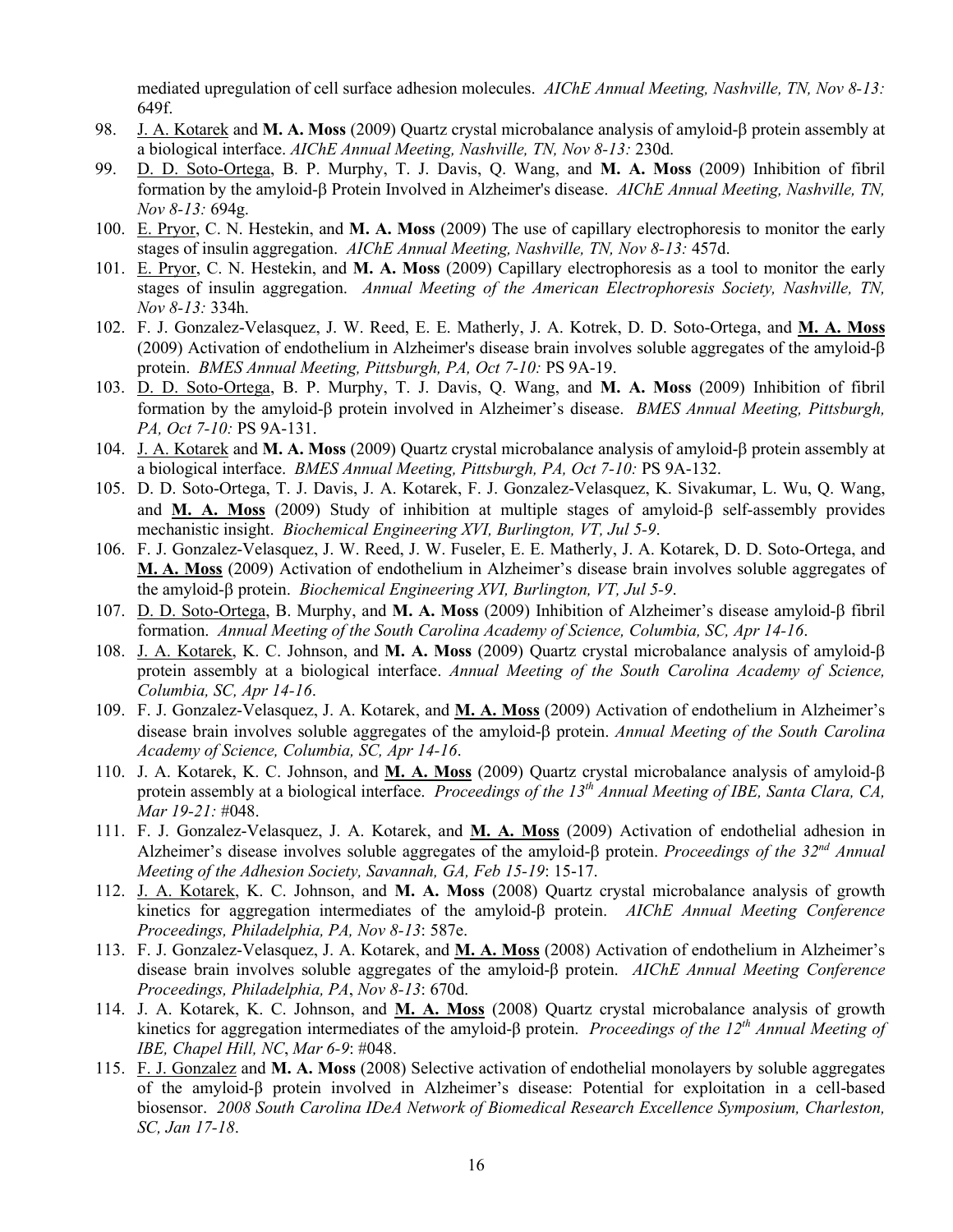mediated upregulation of cell surface adhesion molecules. *AIChE Annual Meeting, Nashville, TN, Nov 8-13:* 649f.

98. J. A. Kotarek and **M. A. Moss** (2009) Quartz crystal microbalance analysis of amyloid-β protein assembly at a biological interface. *AIChE Annual Meeting, Nashville, TN, Nov 8-13:* 230d.
99. D. D. Soto-Ortega, B. P. Murphy, T. J. Davis, Q. Wang, and **M. A. Moss** (2009) Inhibition of fibril formation by the amyloid-β Protein Involved in Alzheimer's disease. *AIChE Annual Meeting, Nashville, TN, Nov 8-13:* 694g.
100. E. Pryor, C. N. Hestekin, and **M. A. Moss** (2009) The use of capillary electrophoresis to monitor the early stages of insulin aggregation. *AIChE Annual Meeting, Nashville, TN, Nov 8-13:* 457d.
101. E. Pryor, C. N. Hestekin, and **M. A. Moss** (2009) Capillary electrophoresis as a tool to monitor the early stages of insulin aggregation. *Annual Meeting of the American Electrophoresis Society, Nashville, TN, Nov 8-13:* 334h.
102. F. J. Gonzalez-Velasquez, J. W. Reed, E. E. Matherly, J. A. Kotrek, D. D. Soto-Ortega, and **M. A. Moss** (2009) Activation of endothelium in Alzheimer's disease brain involves soluble aggregates of the amyloid-β protein. *BMES Annual Meeting, Pittsburgh, PA, Oct 7-10:* PS 9A-19.
103. D. D. Soto-Ortega, B. P. Murphy, T. J. Davis, Q. Wang, and **M. A. Moss** (2009) Inhibition of fibril formation by the amyloid-β protein involved in Alzheimer's disease. *BMES Annual Meeting, Pittsburgh, PA, Oct 7-10:* PS 9A-131.
104. J. A. Kotarek and **M. A. Moss** (2009) Quartz crystal microbalance analysis of amyloid-β protein assembly at a biological interface. *BMES Annual Meeting, Pittsburgh, PA, Oct 7-10:* PS 9A-132.
105. D. D. Soto-Ortega, T. J. Davis, J. A. Kotarek, F. J. Gonzalez-Velasquez, K. Sivakumar, L. Wu, Q. Wang, and **M. A. Moss** (2009) Study of inhibition at multiple stages of amyloid-β self-assembly provides mechanistic insight. *Biochemical Engineering XVI, Burlington, VT, Jul 5-9*.
106. F. J. Gonzalez-Velasquez, J. W. Reed, J. W. Fuseler, E. E. Matherly, J. A. Kotarek, D. D. Soto-Ortega, and **M. A. Moss** (2009) Activation of endothelium in Alzheimer's disease brain involves soluble aggregates of the amyloid-β protein. *Biochemical Engineering XVI, Burlington, VT, Jul 5-9*.
107. D. D. Soto-Ortega, B. Murphy, and **M. A. Moss** (2009) Inhibition of Alzheimer's disease amyloid-β fibril formation. *Annual Meeting of the South Carolina Academy of Science, Columbia, SC, Apr 14-16*.
108. J. A. Kotarek, K. C. Johnson, and **M. A. Moss** (2009) Quartz crystal microbalance analysis of amyloid-β protein assembly at a biological interface. *Annual Meeting of the South Carolina Academy of Science, Columbia, SC, Apr 14-16*.
109. F. J. Gonzalez-Velasquez, J. A. Kotarek, and **M. A. Moss** (2009) Activation of endothelium in Alzheimer's disease brain involves soluble aggregates of the amyloid-β protein. *Annual Meeting of the South Carolina Academy of Science, Columbia, SC, Apr 14-16*.
110. J. A. Kotarek, K. C. Johnson, and **M. A. Moss** (2009) Quartz crystal microbalance analysis of amyloid-β protein assembly at a biological interface. *Proceedings of the 13th Annual Meeting of IBE, Santa Clara, CA, Mar 19-21:* #048.
111. F. J. Gonzalez-Velasquez, J. A. Kotarek, and **M. A. Moss** (2009) Activation of endothelial adhesion in Alzheimer's disease involves soluble aggregates of the amyloid-β protein. *Proceedings of the 32nd Annual Meeting of the Adhesion Society, Savannah, GA, Feb 15-19*: 15-17.
112. J. A. Kotarek, K. C. Johnson, and **M. A. Moss** (2008) Quartz crystal microbalance analysis of growth kinetics for aggregation intermediates of the amyloid-β protein. *AIChE Annual Meeting Conference Proceedings, Philadelphia, PA, Nov 8-13*: 587e.
113. F. J. Gonzalez-Velasquez, J. A. Kotarek, and **M. A. Moss** (2008) Activation of endothelium in Alzheimer's disease brain involves soluble aggregates of the amyloid-β protein. *AIChE Annual Meeting Conference Proceedings, Philadelphia, PA, Nov 8-13*: 670d.
114. J. A. Kotarek, K. C. Johnson, and **M. A. Moss** (2008) Quartz crystal microbalance analysis of growth kinetics for aggregation intermediates of the amyloid-β protein. *Proceedings of the 12th Annual Meeting of IBE, Chapel Hill, NC, Mar 6-9*: #048.
115. F. J. Gonzalez and **M. A. Moss** (2008) Selective activation of endothelial monolayers by soluble aggregates of the amyloid-β protein involved in Alzheimer's disease: Potential for exploitation in a cell-based biosensor. *2008 South Carolina IDeA Network of Biomedical Research Excellence Symposium, Charleston, SC, Jan 17-18*.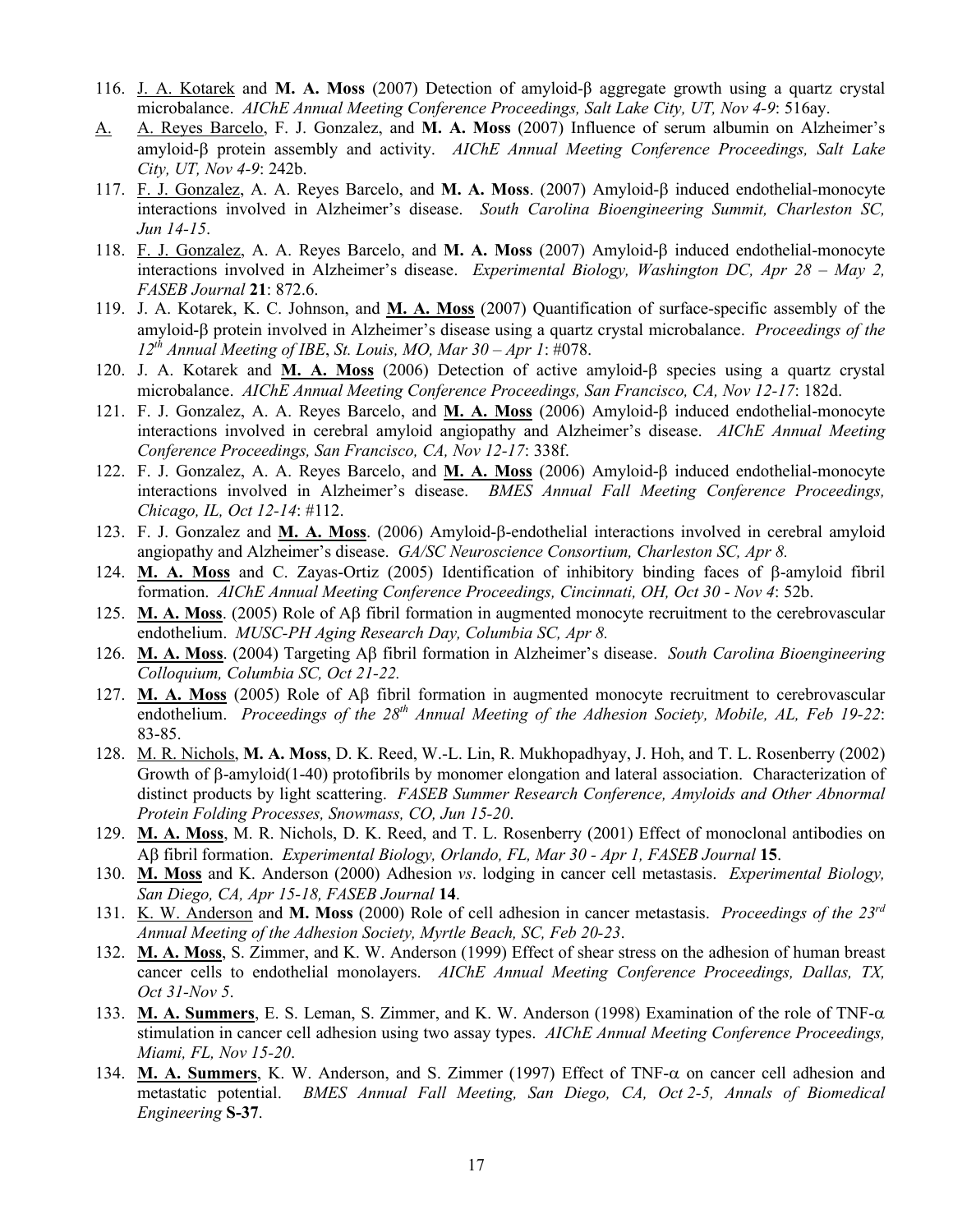116. J. A. Kotarek and **M. A. Moss** (2007) Detection of amyloid-β aggregate growth using a quartz crystal microbalance. *AIChE Annual Meeting Conference Proceedings, Salt Lake City, UT, Nov 4-9*: 516ay.

A. A. Reyes Barcelo, F. J. Gonzalez, and **M. A. Moss** (2007) Influence of serum albumin on Alzheimer's amyloid-β protein assembly and activity. *AIChE Annual Meeting Conference Proceedings, Salt Lake City, UT, Nov 4-9*: 242b.

117. F. J. Gonzalez, A. A. Reyes Barcelo, and **M. A. Moss**. (2007) Amyloid-β induced endothelial-monocyte interactions involved in Alzheimer's disease. *South Carolina Bioengineering Summit, Charleston SC, Jun 14-15*.

118. F. J. Gonzalez, A. A. Reyes Barcelo, and **M. A. Moss** (2007) Amyloid-β induced endothelial-monocyte interactions involved in Alzheimer's disease. *Experimental Biology, Washington DC, Apr 28 – May 2, FASEB Journal* **21**: 872.6.

119. J. A. Kotarek, K. C. Johnson, and **M. A. Moss** (2007) Quantification of surface-specific assembly of the amyloid-β protein involved in Alzheimer's disease using a quartz crystal microbalance. *Proceedings of the 12th Annual Meeting of IBE, St. Louis, MO, Mar 30 – Apr 1*: #078.

120. J. A. Kotarek and **M. A. Moss** (2006) Detection of active amyloid-β species using a quartz crystal microbalance. *AIChE Annual Meeting Conference Proceedings, San Francisco, CA, Nov 12-17*: 182d.

121. F. J. Gonzalez, A. A. Reyes Barcelo, and **M. A. Moss** (2006) Amyloid-β induced endothelial-monocyte interactions involved in cerebral amyloid angiopathy and Alzheimer's disease. *AIChE Annual Meeting Conference Proceedings, San Francisco, CA, Nov 12-17*: 338f.

122. F. J. Gonzalez, A. A. Reyes Barcelo, and **M. A. Moss** (2006) Amyloid-β induced endothelial-monocyte interactions involved in Alzheimer's disease. *BMES Annual Fall Meeting Conference Proceedings, Chicago, IL, Oct 12-14*: #112.

123. F. J. Gonzalez and **M. A. Moss**. (2006) Amyloid-β-endothelial interactions involved in cerebral amyloid angiopathy and Alzheimer's disease. *GA/SC Neuroscience Consortium, Charleston SC, Apr 8.*

124. **M. A. Moss** and C. Zayas-Ortiz (2005) Identification of inhibitory binding faces of β-amyloid fibril formation. *AIChE Annual Meeting Conference Proceedings, Cincinnati, OH, Oct 30 - Nov 4*: 52b.

125. **M. A. Moss**. (2005) Role of Aβ fibril formation in augmented monocyte recruitment to the cerebrovascular endothelium. *MUSC-PH Aging Research Day, Columbia SC, Apr 8.*

126. **M. A. Moss**. (2004) Targeting Aβ fibril formation in Alzheimer's disease. *South Carolina Bioengineering Colloquium, Columbia SC, Oct 21-22.*

127. **M. A. Moss** (2005) Role of Aβ fibril formation in augmented monocyte recruitment to cerebrovascular endothelium. *Proceedings of the 28th Annual Meeting of the Adhesion Society, Mobile, AL, Feb 19-22*: 83-85.

128. M. R. Nichols, **M. A. Moss**, D. K. Reed, W.-L. Lin, R. Mukhopadhyay, J. Hoh, and T. L. Rosenberry (2002) Growth of β-amyloid(1-40) protofibrils by monomer elongation and lateral association. Characterization of distinct products by light scattering. *FASEB Summer Research Conference, Amyloids and Other Abnormal Protein Folding Processes, Snowmass, CO, Jun 15-20*.

129. **M. A. Moss**, M. R. Nichols, D. K. Reed, and T. L. Rosenberry (2001) Effect of monoclonal antibodies on Aβ fibril formation. *Experimental Biology, Orlando, FL, Mar 30 - Apr 1, FASEB Journal* **15**.

130. **M. Moss** and K. Anderson (2000) Adhesion *vs*. lodging in cancer cell metastasis. *Experimental Biology, San Diego, CA, Apr 15-18, FASEB Journal* **14**.

131. K. W. Anderson and **M. Moss** (2000) Role of cell adhesion in cancer metastasis. *Proceedings of the 23rd Annual Meeting of the Adhesion Society, Myrtle Beach, SC, Feb 20-23*.

132. **M. A. Moss**, S. Zimmer, and K. W. Anderson (1999) Effect of shear stress on the adhesion of human breast cancer cells to endothelial monolayers. *AIChE Annual Meeting Conference Proceedings, Dallas, TX, Oct 31-Nov 5*.

133. **M. A. Summers**, E. S. Leman, S. Zimmer, and K. W. Anderson (1998) Examination of the role of TNF-α stimulation in cancer cell adhesion using two assay types. *AIChE Annual Meeting Conference Proceedings, Miami, FL, Nov 15-20*.

134. **M. A. Summers**, K. W. Anderson, and S. Zimmer (1997) Effect of TNF-α on cancer cell adhesion and metastatic potential. *BMES Annual Fall Meeting, San Diego, CA, Oct 2-5, Annals of Biomedical Engineering* **S-37**.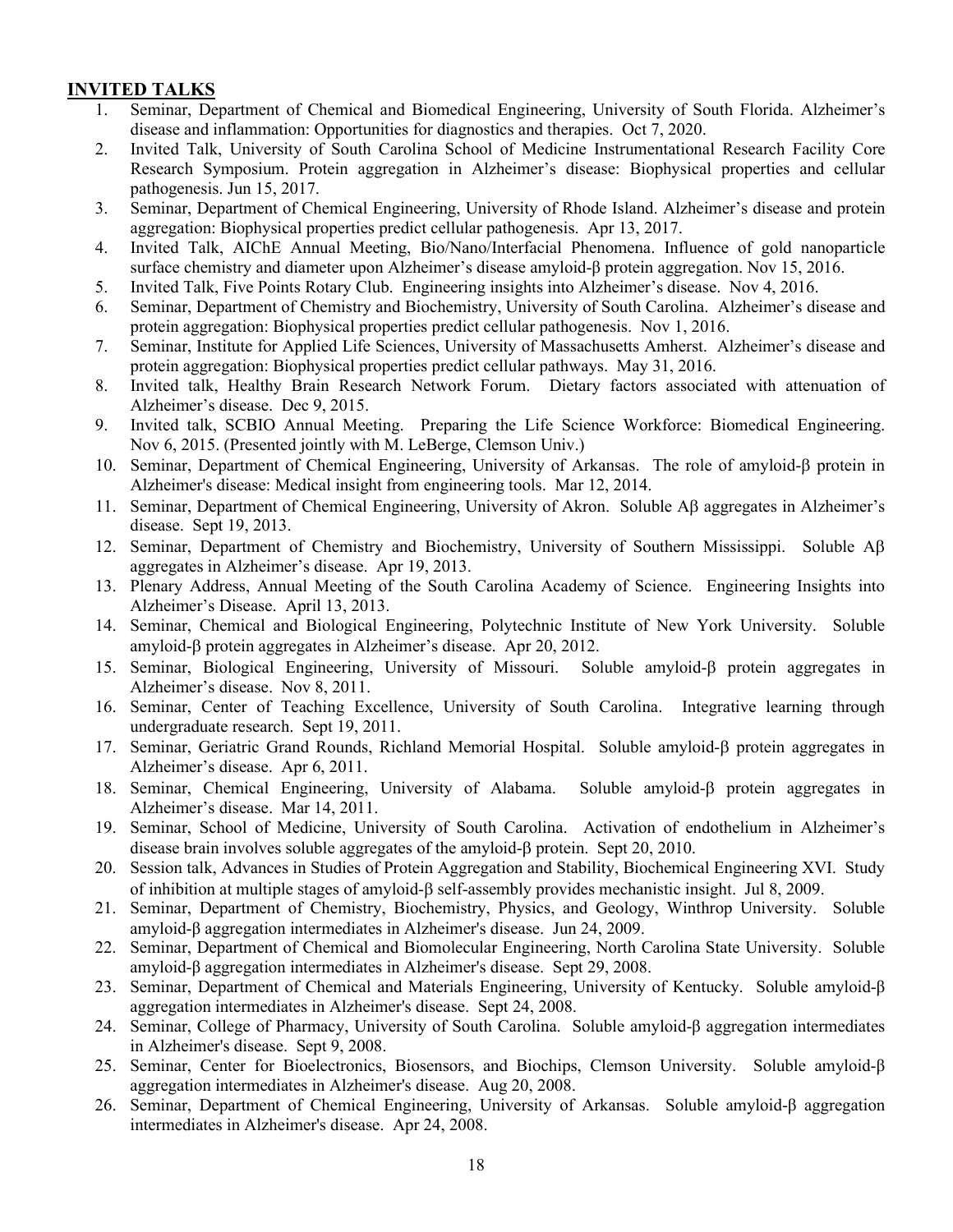## INVITED TALKS

1. Seminar, Department of Chemical and Biomedical Engineering, University of South Florida. Alzheimer's disease and inflammation: Opportunities for diagnostics and therapies. Oct 7, 2020.
2. Invited Talk, University of South Carolina School of Medicine Instrumentational Research Facility Core Research Symposium. Protein aggregation in Alzheimer's disease: Biophysical properties and cellular pathogenesis. Jun 15, 2017.
3. Seminar, Department of Chemical Engineering, University of Rhode Island. Alzheimer's disease and protein aggregation: Biophysical properties predict cellular pathogenesis. Apr 13, 2017.
4. Invited Talk, AIChE Annual Meeting, Bio/Nano/Interfacial Phenomena. Influence of gold nanoparticle surface chemistry and diameter upon Alzheimer's disease amyloid-β protein aggregation. Nov 15, 2016.
5. Invited Talk, Five Points Rotary Club. Engineering insights into Alzheimer's disease. Nov 4, 2016.
6. Seminar, Department of Chemistry and Biochemistry, University of South Carolina. Alzheimer's disease and protein aggregation: Biophysical properties predict cellular pathogenesis. Nov 1, 2016.
7. Seminar, Institute for Applied Life Sciences, University of Massachusetts Amherst. Alzheimer's disease and protein aggregation: Biophysical properties predict cellular pathways. May 31, 2016.
8. Invited talk, Healthy Brain Research Network Forum. Dietary factors associated with attenuation of Alzheimer's disease. Dec 9, 2015.
9. Invited talk, SCBIO Annual Meeting. Preparing the Life Science Workforce: Biomedical Engineering. Nov 6, 2015. (Presented jointly with M. LeBerge, Clemson Univ.)
10. Seminar, Department of Chemical Engineering, University of Arkansas. The role of amyloid-β protein in Alzheimer's disease: Medical insight from engineering tools. Mar 12, 2014.
11. Seminar, Department of Chemical Engineering, University of Akron. Soluble Aβ aggregates in Alzheimer's disease. Sept 19, 2013.
12. Seminar, Department of Chemistry and Biochemistry, University of Southern Mississippi. Soluble Aβ aggregates in Alzheimer's disease. Apr 19, 2013.
13. Plenary Address, Annual Meeting of the South Carolina Academy of Science. Engineering Insights into Alzheimer's Disease. April 13, 2013.
14. Seminar, Chemical and Biological Engineering, Polytechnic Institute of New York University. Soluble amyloid-β protein aggregates in Alzheimer's disease. Apr 20, 2012.
15. Seminar, Biological Engineering, University of Missouri. Soluble amyloid-β protein aggregates in Alzheimer's disease. Nov 8, 2011.
16. Seminar, Center of Teaching Excellence, University of South Carolina. Integrative learning through undergraduate research. Sept 19, 2011.
17. Seminar, Geriatric Grand Rounds, Richland Memorial Hospital. Soluble amyloid-β protein aggregates in Alzheimer's disease. Apr 6, 2011.
18. Seminar, Chemical Engineering, University of Alabama. Soluble amyloid-β protein aggregates in Alzheimer's disease. Mar 14, 2011.
19. Seminar, School of Medicine, University of South Carolina. Activation of endothelium in Alzheimer's disease brain involves soluble aggregates of the amyloid-β protein. Sept 20, 2010.
20. Session talk, Advances in Studies of Protein Aggregation and Stability, Biochemical Engineering XVI. Study of inhibition at multiple stages of amyloid-β self-assembly provides mechanistic insight. Jul 8, 2009.
21. Seminar, Department of Chemistry, Biochemistry, Physics, and Geology, Winthrop University. Soluble amyloid-β aggregation intermediates in Alzheimer's disease. Jun 24, 2009.
22. Seminar, Department of Chemical and Biomolecular Engineering, North Carolina State University. Soluble amyloid-β aggregation intermediates in Alzheimer's disease. Sept 29, 2008.
23. Seminar, Department of Chemical and Materials Engineering, University of Kentucky. Soluble amyloid-β aggregation intermediates in Alzheimer's disease. Sept 24, 2008.
24. Seminar, College of Pharmacy, University of South Carolina. Soluble amyloid-β aggregation intermediates in Alzheimer's disease. Sept 9, 2008.
25. Seminar, Center for Bioelectronics, Biosensors, and Biochips, Clemson University. Soluble amyloid-β aggregation intermediates in Alzheimer's disease. Aug 20, 2008.
26. Seminar, Department of Chemical Engineering, University of Arkansas. Soluble amyloid-β aggregation intermediates in Alzheimer's disease. Apr 24, 2008.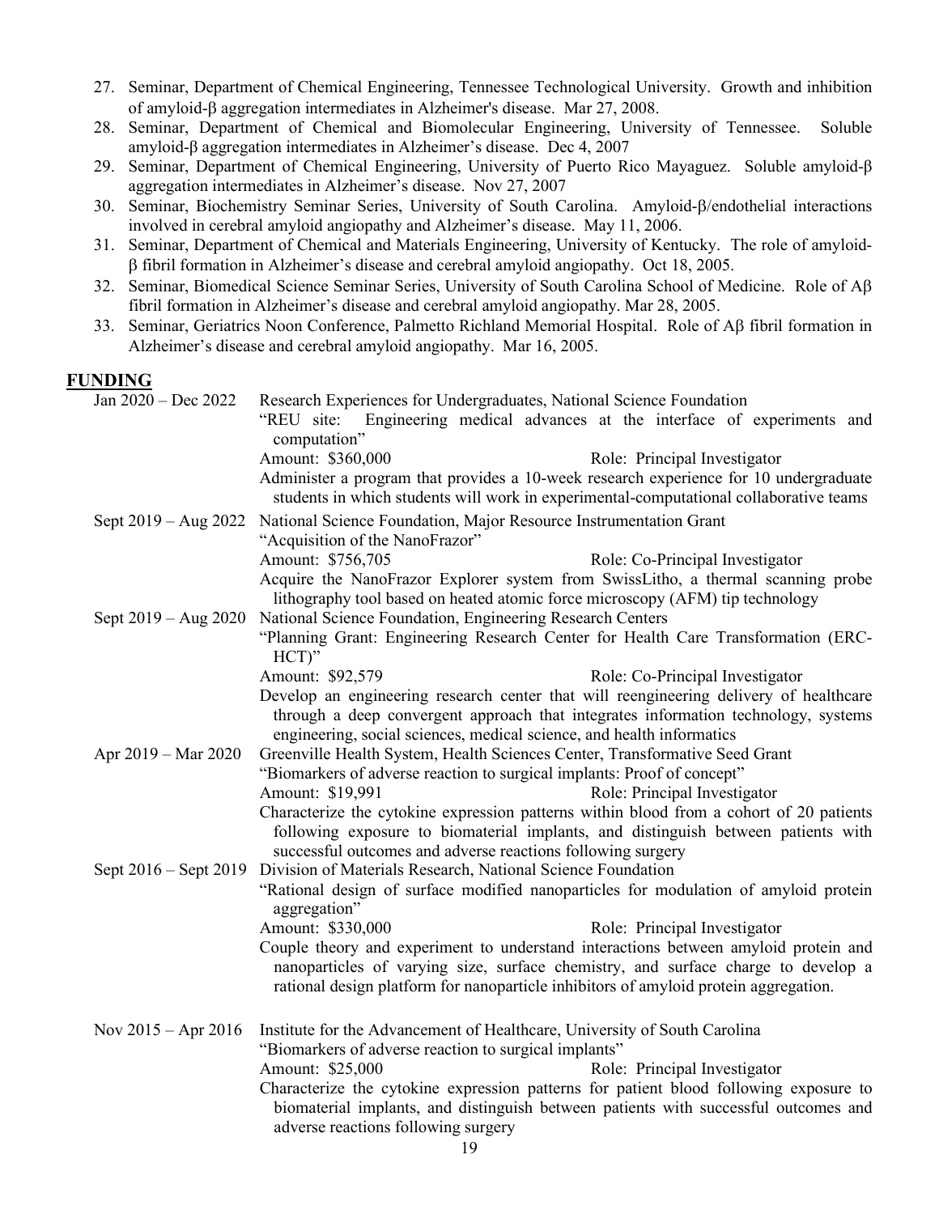27. Seminar, Department of Chemical Engineering, Tennessee Technological University. Growth and inhibition of amyloid-β aggregation intermediates in Alzheimer's disease. Mar 27, 2008.
28. Seminar, Department of Chemical and Biomolecular Engineering, University of Tennessee. Soluble amyloid-β aggregation intermediates in Alzheimer's disease. Dec 4, 2007
29. Seminar, Department of Chemical Engineering, University of Puerto Rico Mayaguez. Soluble amyloid-β aggregation intermediates in Alzheimer's disease. Nov 27, 2007
30. Seminar, Biochemistry Seminar Series, University of South Carolina. Amyloid-β/endothelial interactions involved in cerebral amyloid angiopathy and Alzheimer's disease. May 11, 2006.
31. Seminar, Department of Chemical and Materials Engineering, University of Kentucky. The role of amyloid-β fibril formation in Alzheimer's disease and cerebral amyloid angiopathy. Oct 18, 2005.
32. Seminar, Biomedical Science Seminar Series, University of South Carolina School of Medicine. Role of Aβ fibril formation in Alzheimer's disease and cerebral amyloid angiopathy. Mar 28, 2005.
33. Seminar, Geriatrics Noon Conference, Palmetto Richland Memorial Hospital. Role of Aβ fibril formation in Alzheimer's disease and cerebral amyloid angiopathy. Mar 16, 2005.

## FUNDING

**Jan 2020 – Dec 2022**
Research Experiences for Undergraduates, National Science Foundation
"REU site: Engineering medical advances at the interface of experiments and computation"
Amount: $360,000 — Role: Principal Investigator
Administer a program that provides a 10-week research experience for 10 undergraduate students in which students will work in experimental-computational collaborative teams

**Sept 2019 – Aug 2022**
National Science Foundation, Major Resource Instrumentation Grant
"Acquisition of the NanoFrazor"
Amount: $756,705 — Role: Co-Principal Investigator
Acquire the NanoFrazor Explorer system from SwissLitho, a thermal scanning probe lithography tool based on heated atomic force microscopy (AFM) tip technology

**Sept 2019 – Aug 2020**
National Science Foundation, Engineering Research Centers
"Planning Grant: Engineering Research Center for Health Care Transformation (ERC-HCT)"
Amount: $92,579 — Role: Co-Principal Investigator
Develop an engineering research center that will reengineering delivery of healthcare through a deep convergent approach that integrates information technology, systems engineering, social sciences, medical science, and health informatics

**Apr 2019 – Mar 2020**
Greenville Health System, Health Sciences Center, Transformative Seed Grant
"Biomarkers of adverse reaction to surgical implants: Proof of concept"
Amount: $19,991 — Role: Principal Investigator
Characterize the cytokine expression patterns within blood from a cohort of 20 patients following exposure to biomaterial implants, and distinguish between patients with successful outcomes and adverse reactions following surgery

**Sept 2016 – Sept 2019**
Division of Materials Research, National Science Foundation
"Rational design of surface modified nanoparticles for modulation of amyloid protein aggregation"
Amount: $330,000 — Role: Principal Investigator
Couple theory and experiment to understand interactions between amyloid protein and nanoparticles of varying size, surface chemistry, and surface charge to develop a rational design platform for nanoparticle inhibitors of amyloid protein aggregation.

**Nov 2015 – Apr 2016**
Institute for the Advancement of Healthcare, University of South Carolina
"Biomarkers of adverse reaction to surgical implants"
Amount: $25,000 — Role: Principal Investigator
Characterize the cytokine expression patterns for patient blood following exposure to biomaterial implants, and distinguish between patients with successful outcomes and adverse reactions following surgery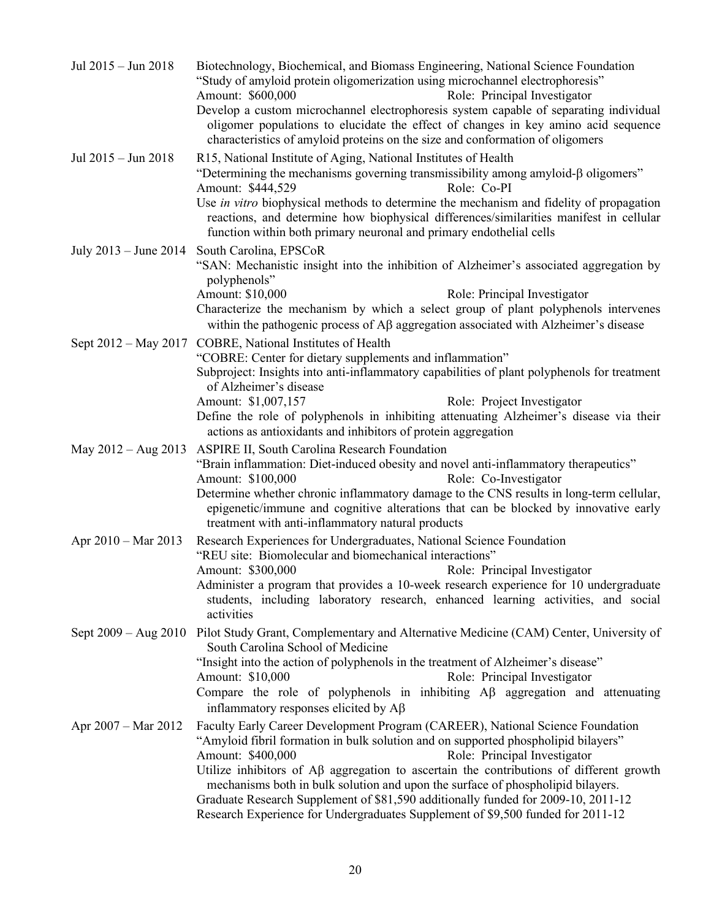**Jul 2015 – Jun 2018** Biotechnology, Biochemical, and Biomass Engineering, National Science Foundation
"Study of amyloid protein oligomerization using microchannel electrophoresis"
Amount: \$600,000 Role: Principal Investigator
Develop a custom microchannel electrophoresis system capable of separating individual oligomer populations to elucidate the effect of changes in key amino acid sequence characteristics of amyloid proteins on the size and conformation of oligomers

**Jul 2015 – Jun 2018** R15, National Institute of Aging, National Institutes of Health
"Determining the mechanisms governing transmissibility among amyloid-β oligomers"
Amount: \$444,529 Role: Co-PI
Use *in vitro* biophysical methods to determine the mechanism and fidelity of propagation reactions, and determine how biophysical differences/similarities manifest in cellular function within both primary neuronal and primary endothelial cells

**July 2013 – June 2014** South Carolina, EPSCoR
"SAN: Mechanistic insight into the inhibition of Alzheimer's associated aggregation by polyphenols"
Amount: \$10,000 Role: Principal Investigator
Characterize the mechanism by which a select group of plant polyphenols intervenes within the pathogenic process of Aβ aggregation associated with Alzheimer's disease

**Sept 2012 – May 2017** COBRE, National Institutes of Health
"COBRE: Center for dietary supplements and inflammation"
Subproject: Insights into anti-inflammatory capabilities of plant polyphenols for treatment of Alzheimer's disease
Amount: \$1,007,157 Role: Project Investigator
Define the role of polyphenols in inhibiting attenuating Alzheimer's disease via their actions as antioxidants and inhibitors of protein aggregation

**May 2012 – Aug 2013** ASPIRE II, South Carolina Research Foundation
"Brain inflammation: Diet-induced obesity and novel anti-inflammatory therapeutics"
Amount: \$100,000 Role: Co-Investigator
Determine whether chronic inflammatory damage to the CNS results in long-term cellular, epigenetic/immune and cognitive alterations that can be blocked by innovative early treatment with anti-inflammatory natural products

**Apr 2010 – Mar 2013** Research Experiences for Undergraduates, National Science Foundation
"REU site: Biomolecular and biomechanical interactions"
Amount: \$300,000 Role: Principal Investigator
Administer a program that provides a 10-week research experience for 10 undergraduate students, including laboratory research, enhanced learning activities, and social activities

**Sept 2009 – Aug 2010** Pilot Study Grant, Complementary and Alternative Medicine (CAM) Center, University of South Carolina School of Medicine
"Insight into the action of polyphenols in the treatment of Alzheimer's disease"
Amount: \$10,000 Role: Principal Investigator
Compare the role of polyphenols in inhibiting Aβ aggregation and attenuating inflammatory responses elicited by Aβ

**Apr 2007 – Mar 2012** Faculty Early Career Development Program (CAREER), National Science Foundation
"Amyloid fibril formation in bulk solution and on supported phospholipid bilayers"
Amount: \$400,000 Role: Principal Investigator
Utilize inhibitors of Aβ aggregation to ascertain the contributions of different growth mechanisms both in bulk solution and upon the surface of phospholipid bilayers.
Graduate Research Supplement of \$81,590 additionally funded for 2009-10, 2011-12
Research Experience for Undergraduates Supplement of \$9,500 funded for 2011-12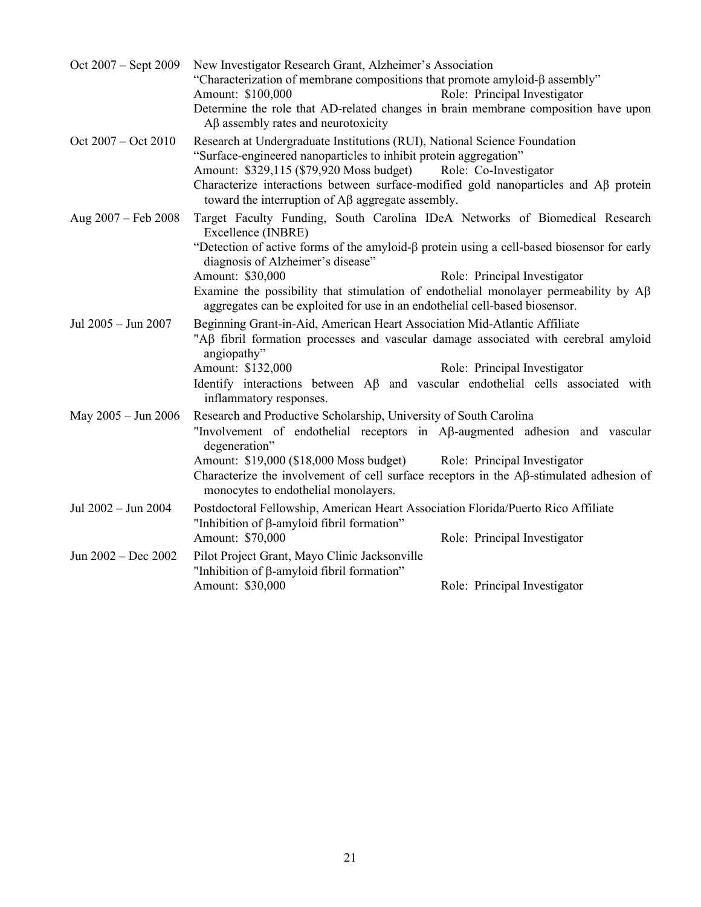| | |
|---|---|
| Oct 2007 – Sept 2009 | New Investigator Research Grant, Alzheimer's Association<br>"Characterization of membrane compositions that promote amyloid-β assembly"<br>Amount: \$100,000 Role: Principal Investigator<br>Determine the role that AD-related changes in brain membrane composition have upon Aβ assembly rates and neurotoxicity |
| Oct 2007 – Oct 2010 | Research at Undergraduate Institutions (RUI), National Science Foundation<br>"Surface-engineered nanoparticles to inhibit protein aggregation"<br>Amount: \$329,115 (\$79,920 Moss budget) Role: Co-Investigator<br>Characterize interactions between surface-modified gold nanoparticles and Aβ protein toward the interruption of Aβ aggregate assembly. |
| Aug 2007 – Feb 2008 | Target Faculty Funding, South Carolina IDeA Networks of Biomedical Research Excellence (INBRE)<br>"Detection of active forms of the amyloid-β protein using a cell-based biosensor for early diagnosis of Alzheimer's disease"<br>Amount: \$30,000 Role: Principal Investigator<br>Examine the possibility that stimulation of endothelial monolayer permeability by Aβ aggregates can be exploited for use in an endothelial cell-based biosensor. |
| Jul 2005 – Jun 2007 | Beginning Grant-in-Aid, American Heart Association Mid-Atlantic Affiliate<br>"Aβ fibril formation processes and vascular damage associated with cerebral amyloid angiopathy"<br>Amount: \$132,000 Role: Principal Investigator<br>Identify interactions between Aβ and vascular endothelial cells associated with inflammatory responses. |
| May 2005 – Jun 2006 | Research and Productive Scholarship, University of South Carolina<br>"Involvement of endothelial receptors in Aβ-augmented adhesion and vascular degeneration"<br>Amount: \$19,000 (\$18,000 Moss budget) Role: Principal Investigator<br>Characterize the involvement of cell surface receptors in the Aβ-stimulated adhesion of monocytes to endothelial monolayers. |
| Jul 2002 – Jun 2004 | Postdoctoral Fellowship, American Heart Association Florida/Puerto Rico Affiliate<br>"Inhibition of β-amyloid fibril formation"<br>Amount: \$70,000 Role: Principal Investigator |
| Jun 2002 – Dec 2002 | Pilot Project Grant, Mayo Clinic Jacksonville<br>"Inhibition of β-amyloid fibril formation"<br>Amount: \$30,000 Role: Principal Investigator |